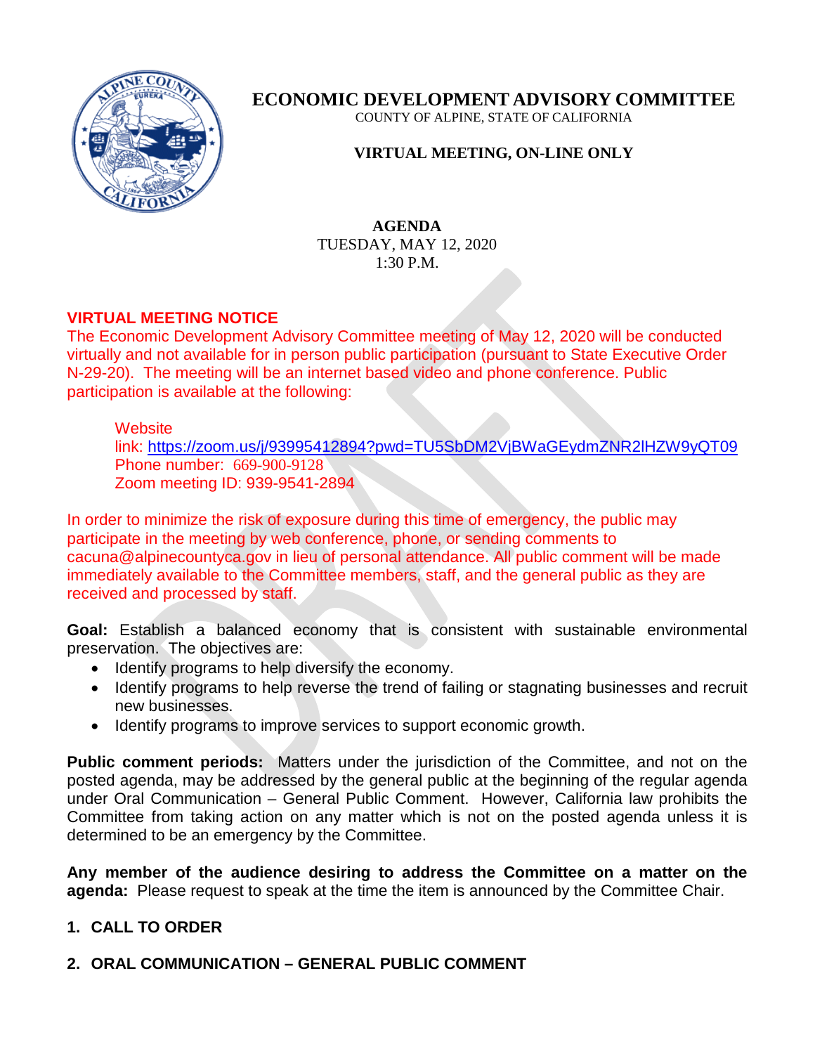# ECONOMIC DEVELOPMENT ADVISORY COMMITTEE

COUNTY OF ALPINE, STATE OF CALIFORNIA

**VIRTUAL MEETING, ON-LINE ONLY**

**AGENDA**
TUESDAY, MAY 12, 2020
1:30 P.M.

**VIRTUAL MEETING NOTICE**

The Economic Development Advisory Committee meeting of May 12, 2020 will be conducted virtually and not available for in person public participation (pursuant to State Executive Order N-29-20). The meeting will be an internet based video and phone conference. Public participation is available at the following:

> Website link: https://zoom.us/j/93995412894?pwd=TU5SbDM2VjBWaGEydmZNR2lHZW9yQT09
> Phone number: 669-900-9128
> Zoom meeting ID: 939-9541-2894

In order to minimize the risk of exposure during this time of emergency, the public may participate in the meeting by web conference, phone, or sending comments to cacuna@alpinecountyca.gov in lieu of personal attendance. All public comment will be made immediately available to the Committee members, staff, and the general public as they are received and processed by staff.

**Goal:** Establish a balanced economy that is consistent with sustainable environmental preservation. The objectives are:

- Identify programs to help diversify the economy.
- Identify programs to help reverse the trend of failing or stagnating businesses and recruit new businesses.
- Identify programs to improve services to support economic growth.

**Public comment periods:** Matters under the jurisdiction of the Committee, and not on the posted agenda, may be addressed by the general public at the beginning of the regular agenda under Oral Communication – General Public Comment. However, California law prohibits the Committee from taking action on any matter which is not on the posted agenda unless it is determined to be an emergency by the Committee.

**Any member of the audience desiring to address the Committee on a matter on the agenda:** Please request to speak at the time the item is announced by the Committee Chair.

**1. CALL TO ORDER**

**2. ORAL COMMUNICATION – GENERAL PUBLIC COMMENT**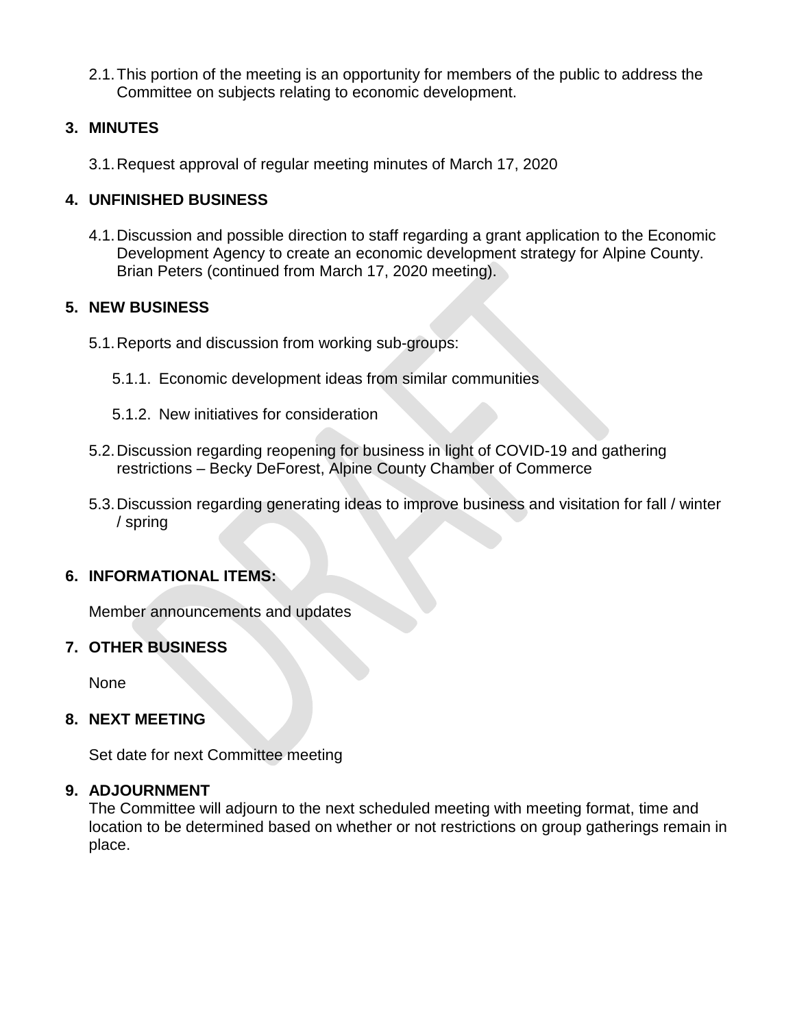2.1. This portion of the meeting is an opportunity for members of the public to address the Committee on subjects relating to economic development.

## 3. MINUTES

3.1. Request approval of regular meeting minutes of March 17, 2020

## 4. UNFINISHED BUSINESS

4.1. Discussion and possible direction to staff regarding a grant application to the Economic Development Agency to create an economic development strategy for Alpine County. Brian Peters (continued from March 17, 2020 meeting).

## 5. NEW BUSINESS

5.1. Reports and discussion from working sub-groups:

5.1.1. Economic development ideas from similar communities

5.1.2. New initiatives for consideration

5.2. Discussion regarding reopening for business in light of COVID-19 and gathering restrictions – Becky DeForest, Alpine County Chamber of Commerce

5.3. Discussion regarding generating ideas to improve business and visitation for fall / winter / spring

## 6. INFORMATIONAL ITEMS:

Member announcements and updates

## 7. OTHER BUSINESS

None

## 8. NEXT MEETING

Set date for next Committee meeting

## 9. ADJOURNMENT

The Committee will adjourn to the next scheduled meeting with meeting format, time and location to be determined based on whether or not restrictions on group gatherings remain in place.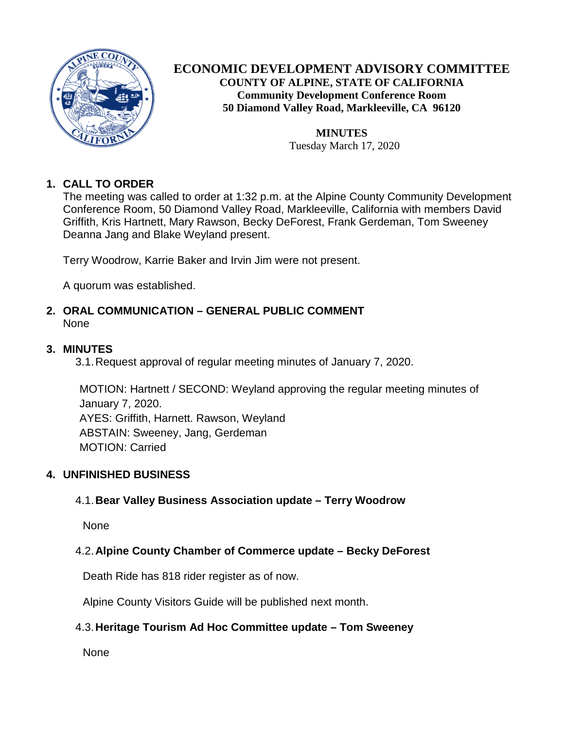# ECONOMIC DEVELOPMENT ADVISORY COMMITTEE

**COUNTY OF ALPINE, STATE OF CALIFORNIA**
**Community Development Conference Room**
**50 Diamond Valley Road, Markleeville, CA 96120**

**MINUTES**
Tuesday March 17, 2020

## 1. CALL TO ORDER

The meeting was called to order at 1:32 p.m. at the Alpine County Community Development Conference Room, 50 Diamond Valley Road, Markleeville, California with members David Griffith, Kris Hartnett, Mary Rawson, Becky DeForest, Frank Gerdeman, Tom Sweeney Deanna Jang and Blake Weyland present.

Terry Woodrow, Karrie Baker and Irvin Jim were not present.

A quorum was established.

## 2. ORAL COMMUNICATION – GENERAL PUBLIC COMMENT

None

## 3. MINUTES

3.1. Request approval of regular meeting minutes of January 7, 2020.

MOTION: Hartnett / SECOND: Weyland approving the regular meeting minutes of January 7, 2020.
AYES: Griffith, Harnett. Rawson, Weyland
ABSTAIN: Sweeney, Jang, Gerdeman
MOTION: Carried

## 4. UNFINISHED BUSINESS

### 4.1. Bear Valley Business Association update – Terry Woodrow

None

### 4.2. Alpine County Chamber of Commerce update – Becky DeForest

Death Ride has 818 rider register as of now.

Alpine County Visitors Guide will be published next month.

### 4.3. Heritage Tourism Ad Hoc Committee update – Tom Sweeney

None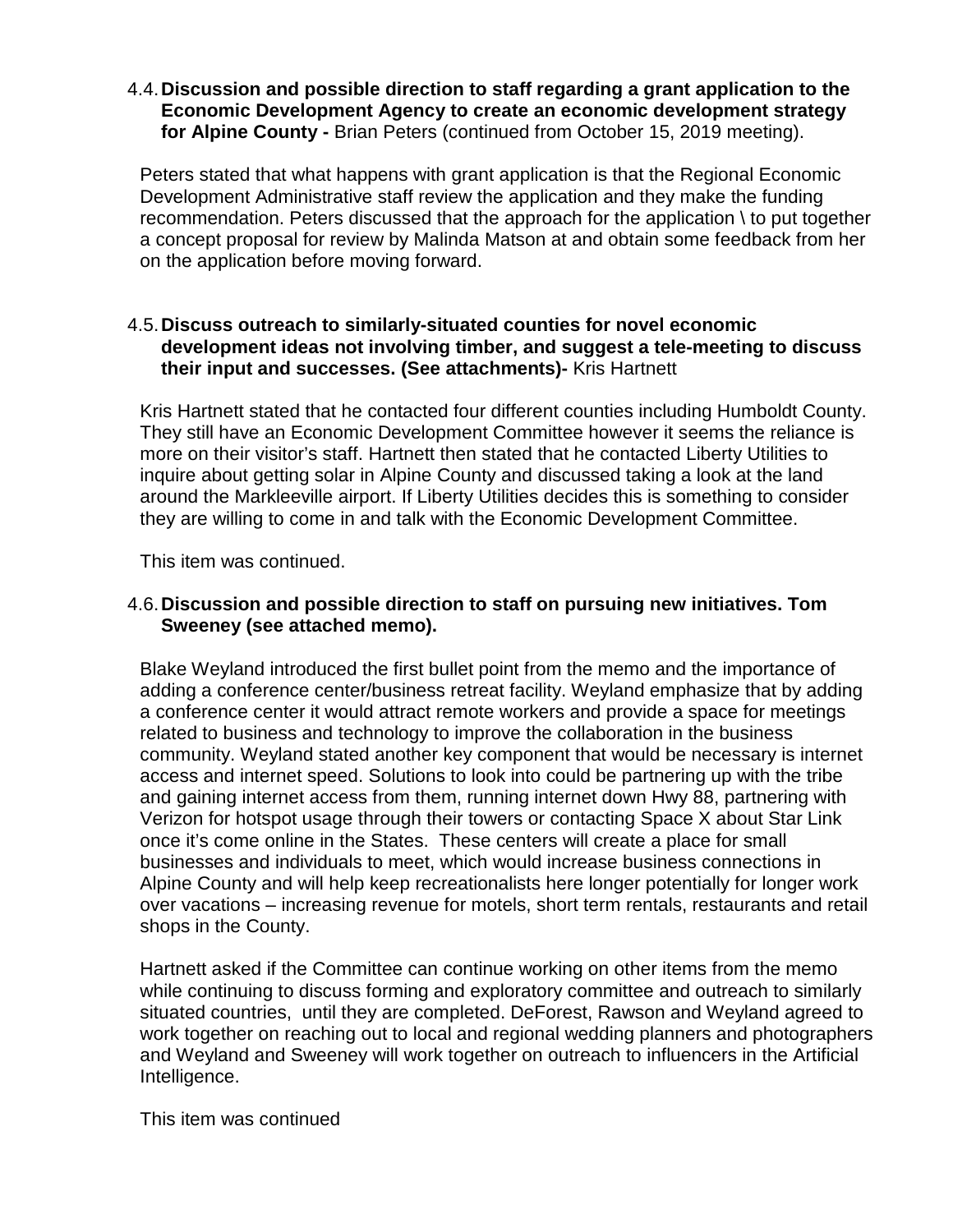4.4. **Discussion and possible direction to staff regarding a grant application to the Economic Development Agency to create an economic development strategy for Alpine County -** Brian Peters (continued from October 15, 2019 meeting).

Peters stated that what happens with grant application is that the Regional Economic Development Administrative staff review the application and they make the funding recommendation. Peters discussed that the approach for the application \ to put together a concept proposal for review by Malinda Matson at and obtain some feedback from her on the application before moving forward.

4.5. **Discuss outreach to similarly-situated counties for novel economic development ideas not involving timber, and suggest a tele-meeting to discuss their input and successes. (See attachments)-** Kris Hartnett

Kris Hartnett stated that he contacted four different counties including Humboldt County. They still have an Economic Development Committee however it seems the reliance is more on their visitor's staff. Hartnett then stated that he contacted Liberty Utilities to inquire about getting solar in Alpine County and discussed taking a look at the land around the Markleeville airport. If Liberty Utilities decides this is something to consider they are willing to come in and talk with the Economic Development Committee.

This item was continued.

4.6. **Discussion and possible direction to staff on pursuing new initiatives. Tom Sweeney (see attached memo).**

Blake Weyland introduced the first bullet point from the memo and the importance of adding a conference center/business retreat facility. Weyland emphasize that by adding a conference center it would attract remote workers and provide a space for meetings related to business and technology to improve the collaboration in the business community. Weyland stated another key component that would be necessary is internet access and internet speed. Solutions to look into could be partnering up with the tribe and gaining internet access from them, running internet down Hwy 88, partnering with Verizon for hotspot usage through their towers or contacting Space X about Star Link once it's come online in the States. These centers will create a place for small businesses and individuals to meet, which would increase business connections in Alpine County and will help keep recreationalists here longer potentially for longer work over vacations – increasing revenue for motels, short term rentals, restaurants and retail shops in the County.

Hartnett asked if the Committee can continue working on other items from the memo while continuing to discuss forming and exploratory committee and outreach to similarly situated countries, until they are completed. DeForest, Rawson and Weyland agreed to work together on reaching out to local and regional wedding planners and photographers and Weyland and Sweeney will work together on outreach to influencers in the Artificial Intelligence.

This item was continued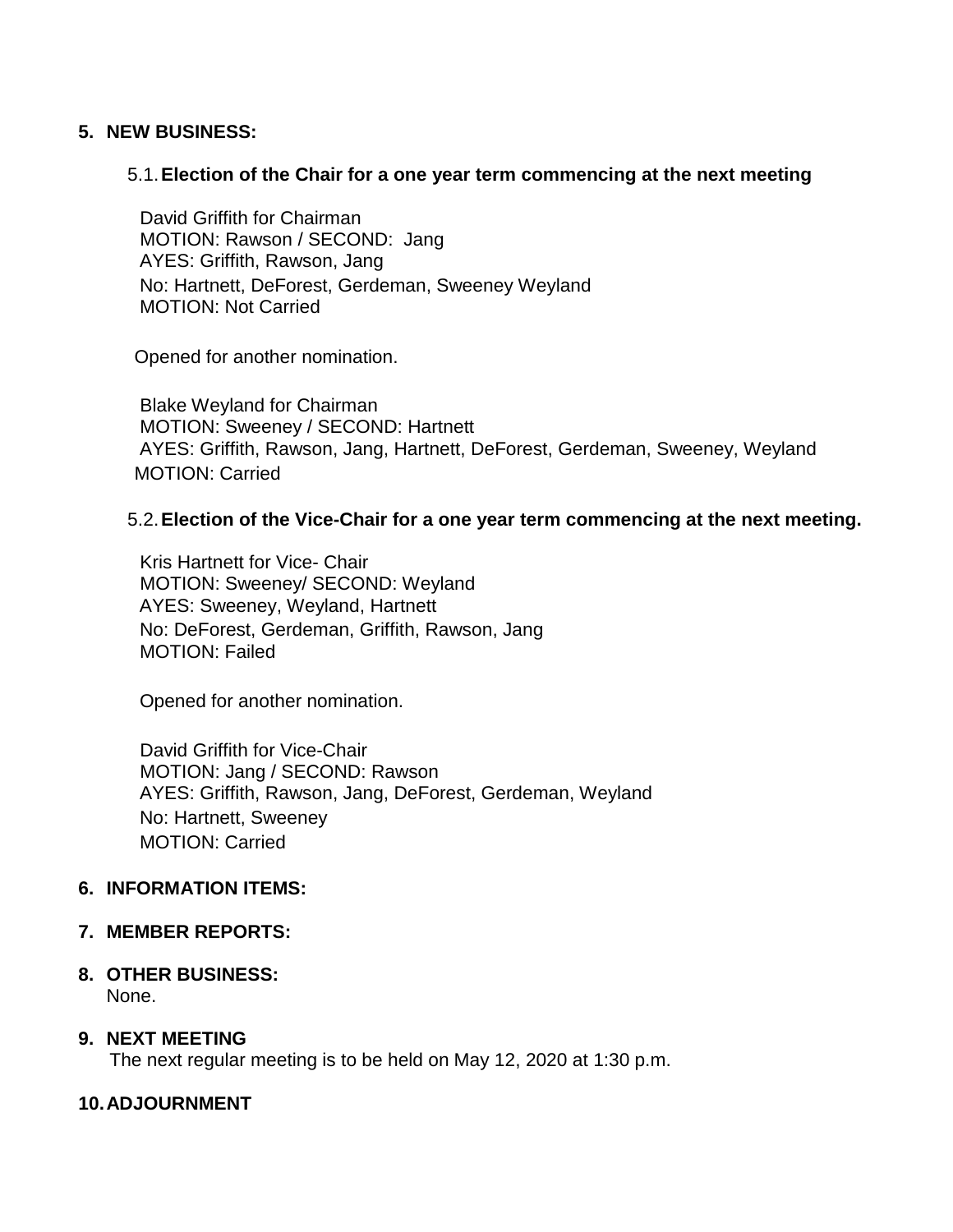## 5. NEW BUSINESS:

### 5.1. Election of the Chair for a one year term commencing at the next meeting

David Griffith for Chairman
MOTION: Rawson / SECOND: Jang
AYES: Griffith, Rawson, Jang
No: Hartnett, DeForest, Gerdeman, Sweeney Weyland
MOTION: Not Carried

Opened for another nomination.

Blake Weyland for Chairman
MOTION: Sweeney / SECOND: Hartnett
AYES: Griffith, Rawson, Jang, Hartnett, DeForest, Gerdeman, Sweeney, Weyland
MOTION: Carried

### 5.2. Election of the Vice-Chair for a one year term commencing at the next meeting.

Kris Hartnett for Vice- Chair
MOTION: Sweeney/ SECOND: Weyland
AYES: Sweeney, Weyland, Hartnett
No: DeForest, Gerdeman, Griffith, Rawson, Jang
MOTION: Failed

Opened for another nomination.

David Griffith for Vice-Chair
MOTION: Jang / SECOND: Rawson
AYES: Griffith, Rawson, Jang, DeForest, Gerdeman, Weyland
No: Hartnett, Sweeney
MOTION: Carried

## 6. INFORMATION ITEMS:

## 7. MEMBER REPORTS:

## 8. OTHER BUSINESS:

None.

## 9. NEXT MEETING

The next regular meeting is to be held on May 12, 2020 at 1:30 p.m.

## 10. ADJOURNMENT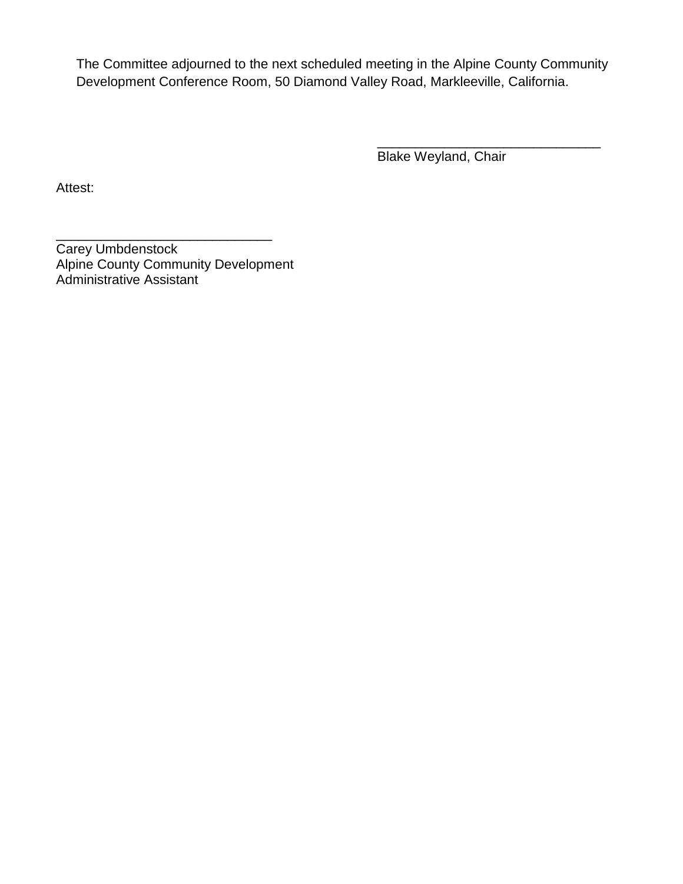The Committee adjourned to the next scheduled meeting in the Alpine County Community Development Conference Room, 50 Diamond Valley Road, Markleeville, California.

_______________________________
Blake Weyland, Chair

Attest:

______________________________
Carey Umbdenstock
Alpine County Community Development
Administrative Assistant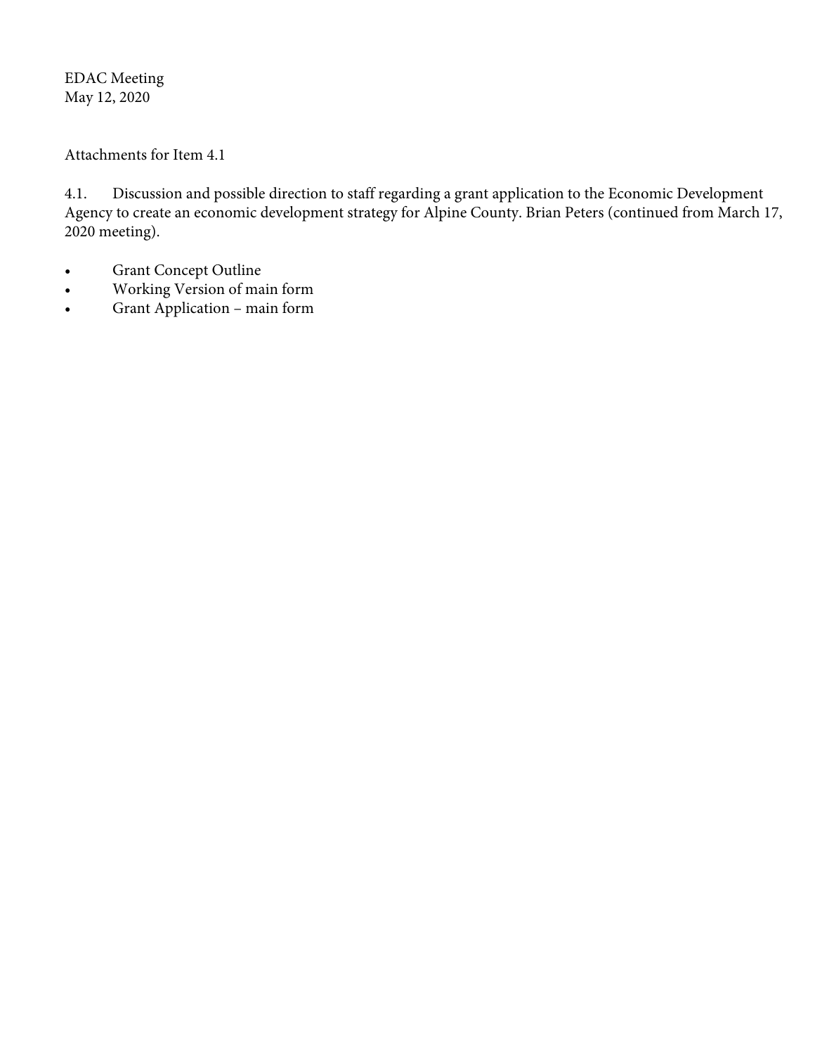EDAC Meeting
May 12, 2020

Attachments for Item 4.1

4.1. Discussion and possible direction to staff regarding a grant application to the Economic Development Agency to create an economic development strategy for Alpine County. Brian Peters (continued from March 17, 2020 meeting).

- Grant Concept Outline
- Working Version of main form
- Grant Application – main form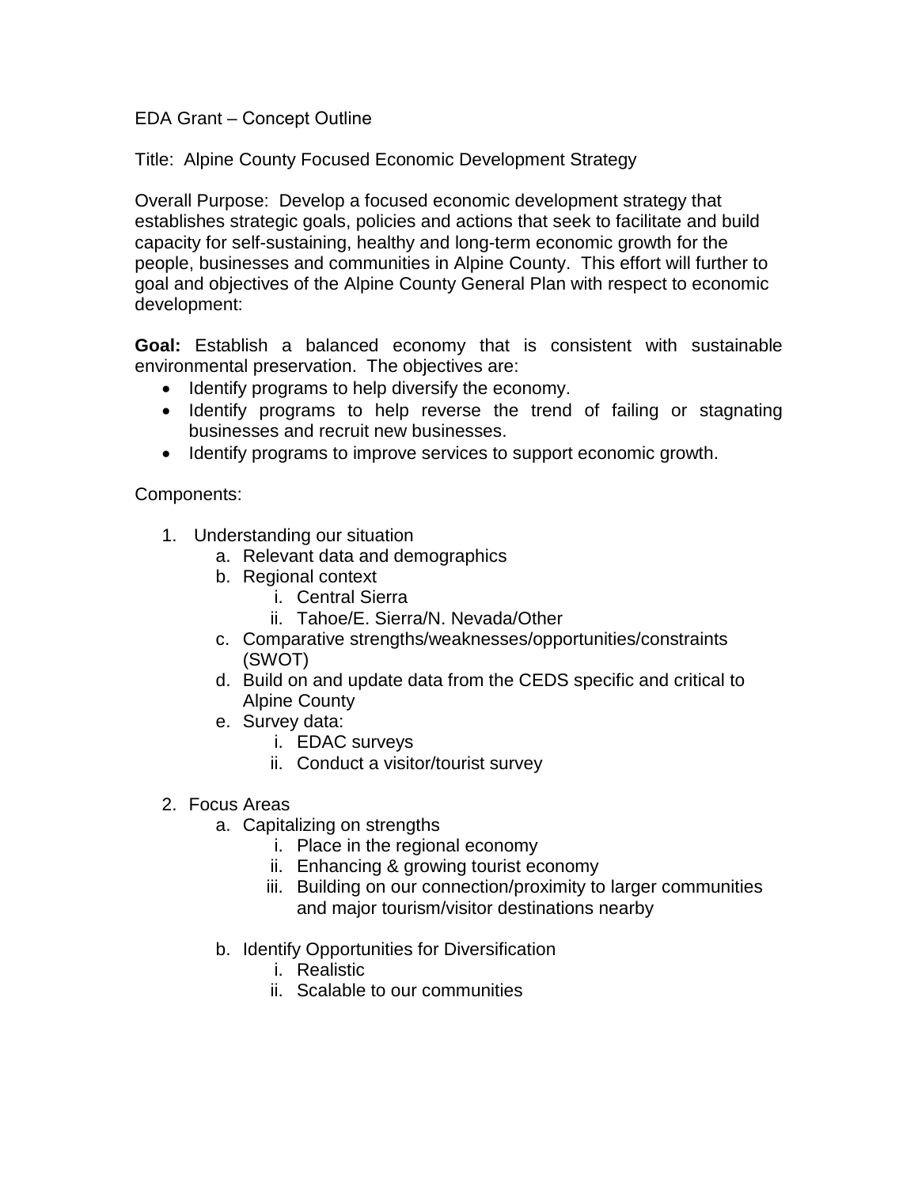EDA Grant – Concept Outline

Title: Alpine County Focused Economic Development Strategy

Overall Purpose: Develop a focused economic development strategy that establishes strategic goals, policies and actions that seek to facilitate and build capacity for self-sustaining, healthy and long-term economic growth for the people, businesses and communities in Alpine County. This effort will further to goal and objectives of the Alpine County General Plan with respect to economic development:

**Goal:** Establish a balanced economy that is consistent with sustainable environmental preservation. The objectives are:

- Identify programs to help diversify the economy.
- Identify programs to help reverse the trend of failing or stagnating businesses and recruit new businesses.
- Identify programs to improve services to support economic growth.

Components:

1. Understanding our situation
   a. Relevant data and demographics
   b. Regional context
      i. Central Sierra
      ii. Tahoe/E. Sierra/N. Nevada/Other
   c. Comparative strengths/weaknesses/opportunities/constraints (SWOT)
   d. Build on and update data from the CEDS specific and critical to Alpine County
   e. Survey data:
      i. EDAC surveys
      ii. Conduct a visitor/tourist survey

2. Focus Areas
   a. Capitalizing on strengths
      i. Place in the regional economy
      ii. Enhancing & growing tourist economy
      iii. Building on our connection/proximity to larger communities and major tourism/visitor destinations nearby

   b. Identify Opportunities for Diversification
      i. Realistic
      ii. Scalable to our communities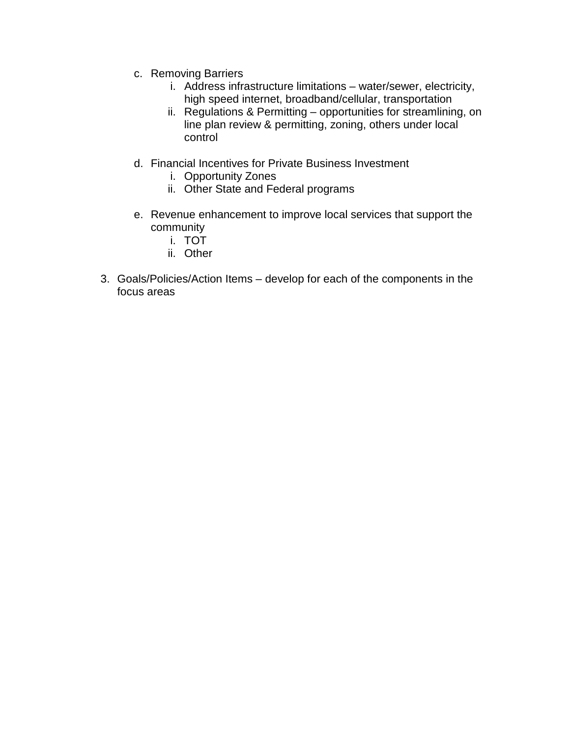c. Removing Barriers
    i. Address infrastructure limitations – water/sewer, electricity, high speed internet, broadband/cellular, transportation
    ii. Regulations & Permitting – opportunities for streamlining, on line plan review & permitting, zoning, others under local control

d. Financial Incentives for Private Business Investment
    i. Opportunity Zones
    ii. Other State and Federal programs

e. Revenue enhancement to improve local services that support the community
    i. TOT
    ii. Other

3. Goals/Policies/Action Items – develop for each of the components in the focus areas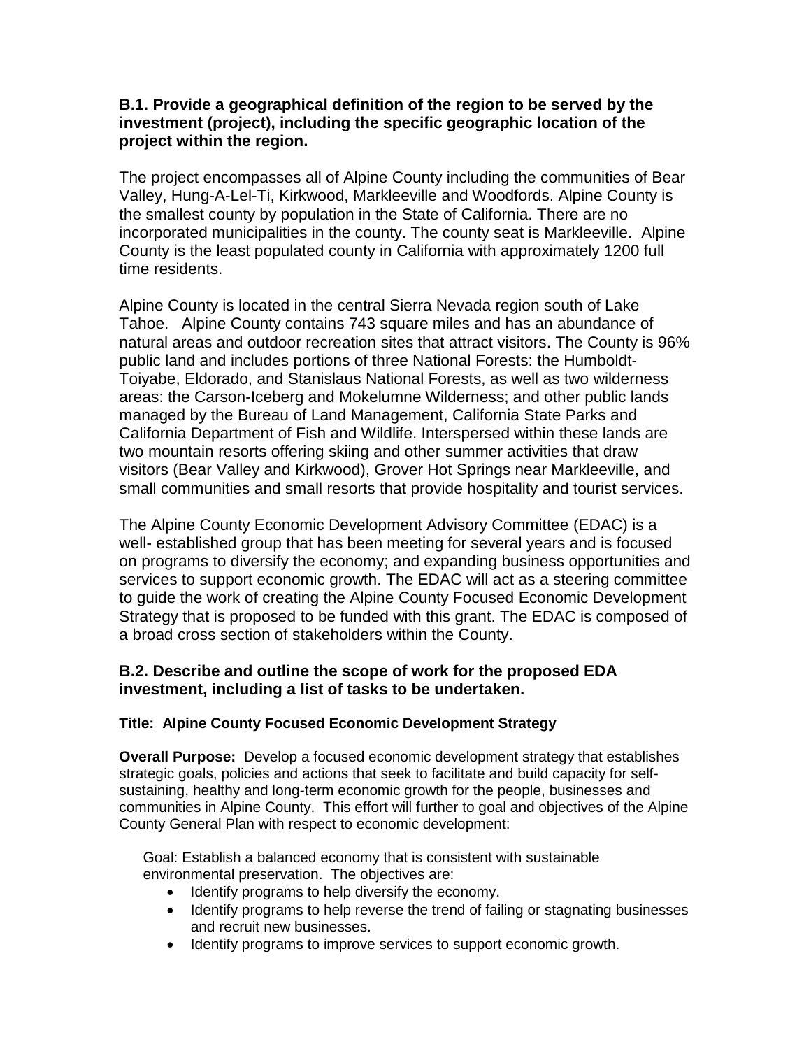### B.1. Provide a geographical definition of the region to be served by the investment (project), including the specific geographic location of the project within the region.

The project encompasses all of Alpine County including the communities of Bear Valley, Hung-A-Lel-Ti, Kirkwood, Markleeville and Woodfords. Alpine County is the smallest county by population in the State of California. There are no incorporated municipalities in the county. The county seat is Markleeville. Alpine County is the least populated county in California with approximately 1200 full time residents.

Alpine County is located in the central Sierra Nevada region south of Lake Tahoe. Alpine County contains 743 square miles and has an abundance of natural areas and outdoor recreation sites that attract visitors. The County is 96% public land and includes portions of three National Forests: the Humboldt-Toiyabe, Eldorado, and Stanislaus National Forests, as well as two wilderness areas: the Carson-Iceberg and Mokelumne Wilderness; and other public lands managed by the Bureau of Land Management, California State Parks and California Department of Fish and Wildlife. Interspersed within these lands are two mountain resorts offering skiing and other summer activities that draw visitors (Bear Valley and Kirkwood), Grover Hot Springs near Markleeville, and small communities and small resorts that provide hospitality and tourist services.

The Alpine County Economic Development Advisory Committee (EDAC) is a well- established group that has been meeting for several years and is focused on programs to diversify the economy; and expanding business opportunities and services to support economic growth. The EDAC will act as a steering committee to guide the work of creating the Alpine County Focused Economic Development Strategy that is proposed to be funded with this grant. The EDAC is composed of a broad cross section of stakeholders within the County.

### B.2. Describe and outline the scope of work for the proposed EDA investment, including a list of tasks to be undertaken.

**Title: Alpine County Focused Economic Development Strategy**

**Overall Purpose:** Develop a focused economic development strategy that establishes strategic goals, policies and actions that seek to facilitate and build capacity for self-sustaining, healthy and long-term economic growth for the people, businesses and communities in Alpine County. This effort will further to goal and objectives of the Alpine County General Plan with respect to economic development:

Goal: Establish a balanced economy that is consistent with sustainable environmental preservation. The objectives are:

- Identify programs to help diversify the economy.
- Identify programs to help reverse the trend of failing or stagnating businesses and recruit new businesses.
- Identify programs to improve services to support economic growth.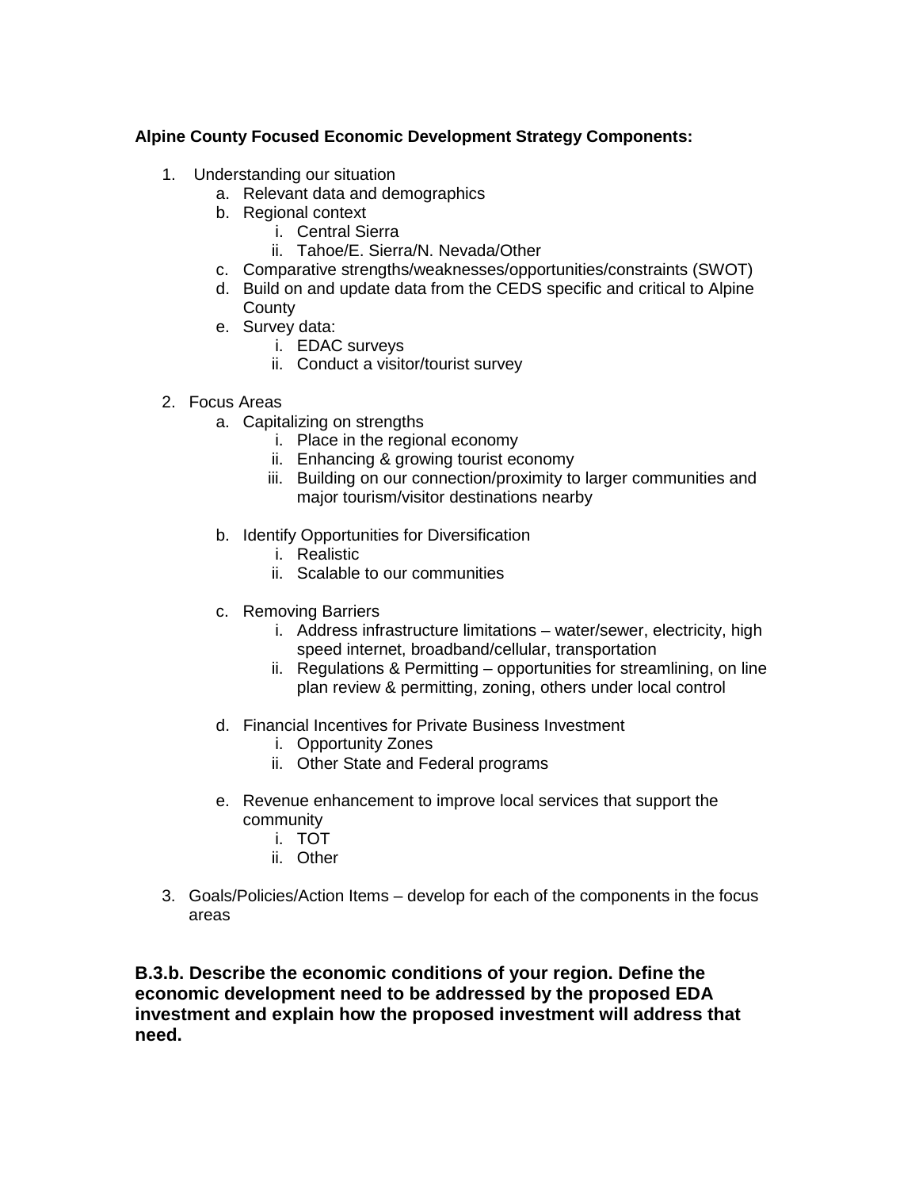**Alpine County Focused Economic Development Strategy Components:**

1. Understanding our situation
    a. Relevant data and demographics
    b. Regional context
        i. Central Sierra
        ii. Tahoe/E. Sierra/N. Nevada/Other
    c. Comparative strengths/weaknesses/opportunities/constraints (SWOT)
    d. Build on and update data from the CEDS specific and critical to Alpine County
    e. Survey data:
        i. EDAC surveys
        ii. Conduct a visitor/tourist survey

2. Focus Areas
    a. Capitalizing on strengths
        i. Place in the regional economy
        ii. Enhancing & growing tourist economy
        iii. Building on our connection/proximity to larger communities and major tourism/visitor destinations nearby

    b. Identify Opportunities for Diversification
        i. Realistic
        ii. Scalable to our communities

    c. Removing Barriers
        i. Address infrastructure limitations – water/sewer, electricity, high speed internet, broadband/cellular, transportation
        ii. Regulations & Permitting – opportunities for streamlining, on line plan review & permitting, zoning, others under local control

    d. Financial Incentives for Private Business Investment
        i. Opportunity Zones
        ii. Other State and Federal programs

    e. Revenue enhancement to improve local services that support the community
        i. TOT
        ii. Other

3. Goals/Policies/Action Items – develop for each of the components in the focus areas

**B.3.b. Describe the economic conditions of your region. Define the economic development need to be addressed by the proposed EDA investment and explain how the proposed investment will address that need.**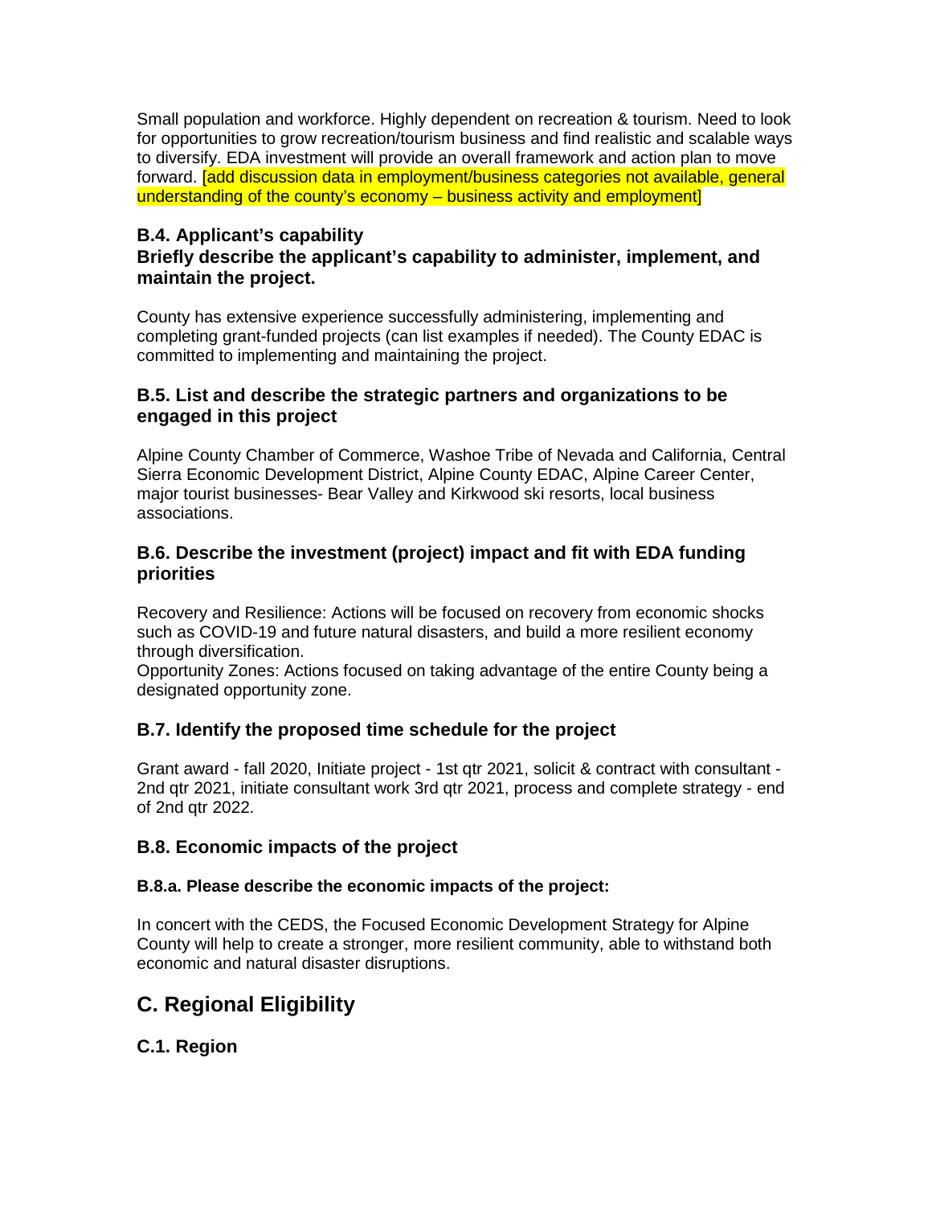Small population and workforce. Highly dependent on recreation & tourism. Need to look for opportunities to grow recreation/tourism business and find realistic and scalable ways to diversify. EDA investment will provide an overall framework and action plan to move forward. [add discussion data in employment/business categories not available, general understanding of the county's economy – business activity and employment]

### B.4. Applicant's capability

### Briefly describe the applicant's capability to administer, implement, and maintain the project.

County has extensive experience successfully administering, implementing and completing grant-funded projects (can list examples if needed). The County EDAC is committed to implementing and maintaining the project.

### B.5. List and describe the strategic partners and organizations to be engaged in this project

Alpine County Chamber of Commerce, Washoe Tribe of Nevada and California, Central Sierra Economic Development District, Alpine County EDAC, Alpine Career Center, major tourist businesses- Bear Valley and Kirkwood ski resorts, local business associations.

### B.6. Describe the investment (project) impact and fit with EDA funding priorities

Recovery and Resilience: Actions will be focused on recovery from economic shocks such as COVID-19 and future natural disasters, and build a more resilient economy through diversification.
Opportunity Zones: Actions focused on taking advantage of the entire County being a designated opportunity zone.

### B.7. Identify the proposed time schedule for the project

Grant award - fall 2020, Initiate project - 1st qtr 2021, solicit & contract with consultant - 2nd qtr 2021, initiate consultant work 3rd qtr 2021, process and complete strategy - end of 2nd qtr 2022.

### B.8. Economic impacts of the project

#### B.8.a. Please describe the economic impacts of the project:

In concert with the CEDS, the Focused Economic Development Strategy for Alpine County will help to create a stronger, more resilient community, able to withstand both economic and natural disaster disruptions.

## C. Regional Eligibility

### C.1. Region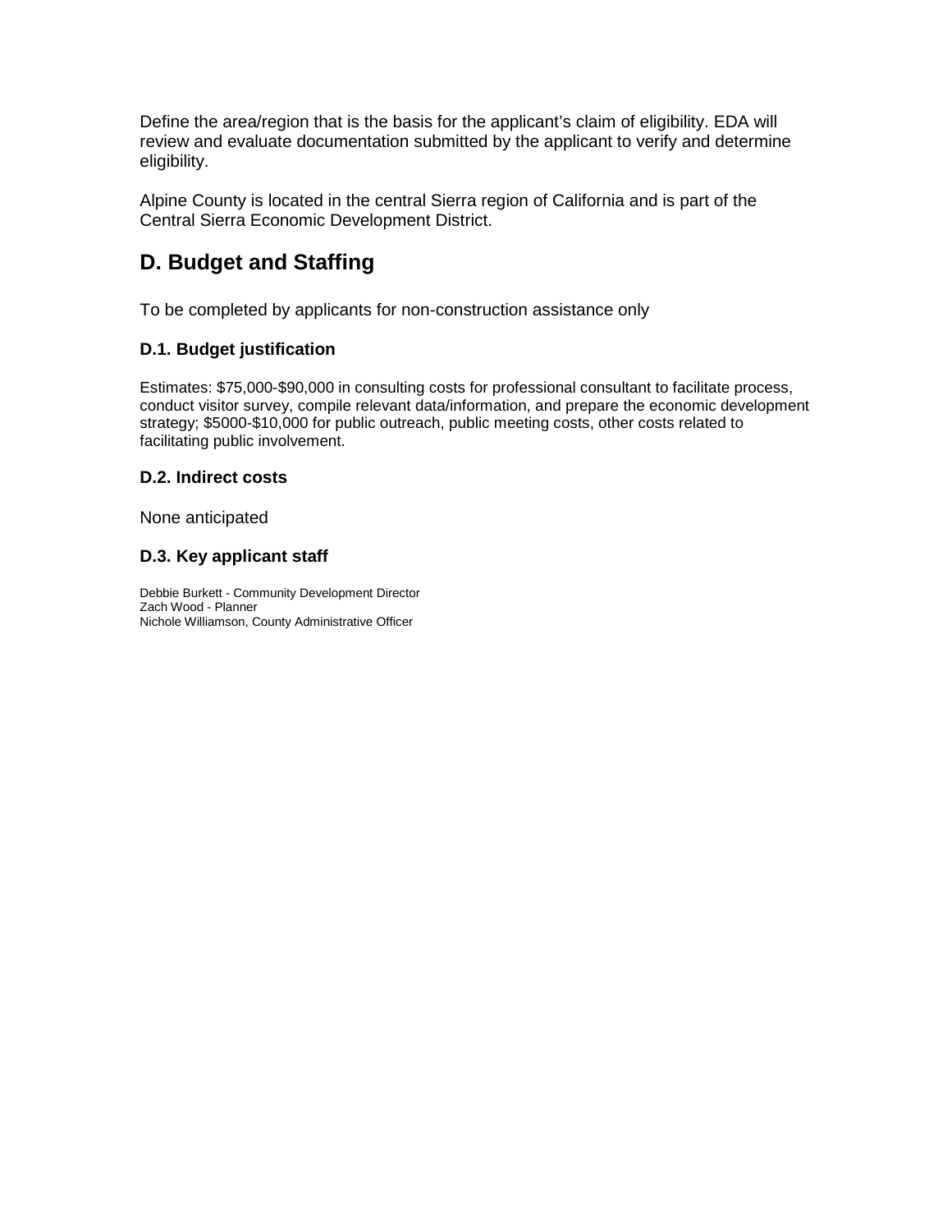Define the area/region that is the basis for the applicant's claim of eligibility. EDA will review and evaluate documentation submitted by the applicant to verify and determine eligibility.

Alpine County is located in the central Sierra region of California and is part of the Central Sierra Economic Development District.

## D. Budget and Staffing

To be completed by applicants for non-construction assistance only

### D.1. Budget justification

Estimates: $75,000-$90,000 in consulting costs for professional consultant to facilitate process, conduct visitor survey, compile relevant data/information, and prepare the economic development strategy; $5000-$10,000 for public outreach, public meeting costs, other costs related to facilitating public involvement.

### D.2. Indirect costs

None anticipated

### D.3. Key applicant staff

Debbie Burkett - Community Development Director
Zach Wood - Planner
Nichole Williamson, County Administrative Officer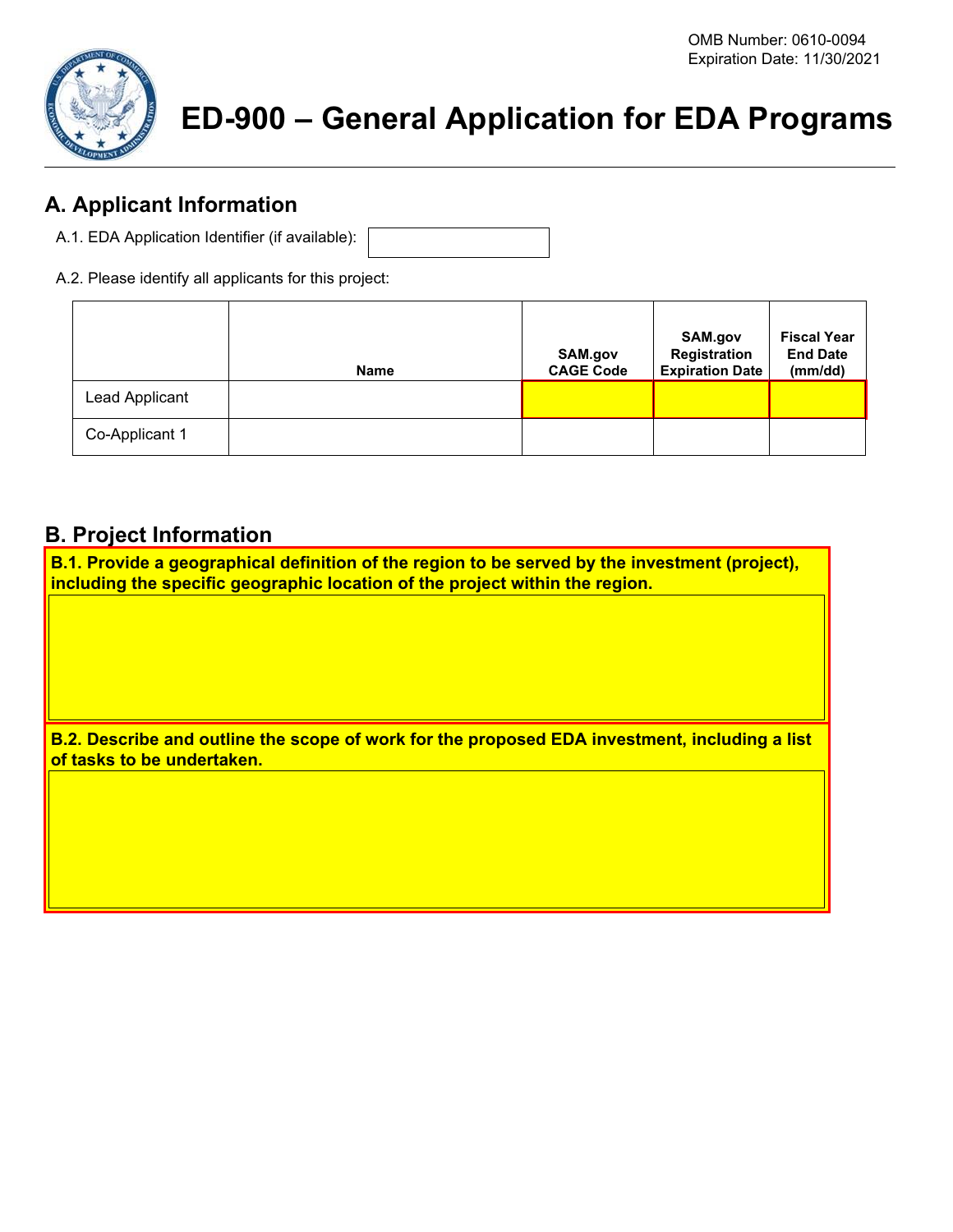OMB Number: 0610-0094
Expiration Date: 11/30/2021

# ED-900 – General Application for EDA Programs

## A. Applicant Information

A.1. EDA Application Identifier (if available):

A.2. Please identify all applicants for this project:

| | Name | SAM.gov CAGE Code | SAM.gov Registration Expiration Date | Fiscal Year End Date (mm/dd) |
|---|---|---|---|---|
| Lead Applicant | | | | |
| Co-Applicant 1 | | | | |

## B. Project Information

**B.1. Provide a geographical definition of the region to be served by the investment (project), including the specific geographic location of the project within the region.**

**B.2. Describe and outline the scope of work for the proposed EDA investment, including a list of tasks to be undertaken.**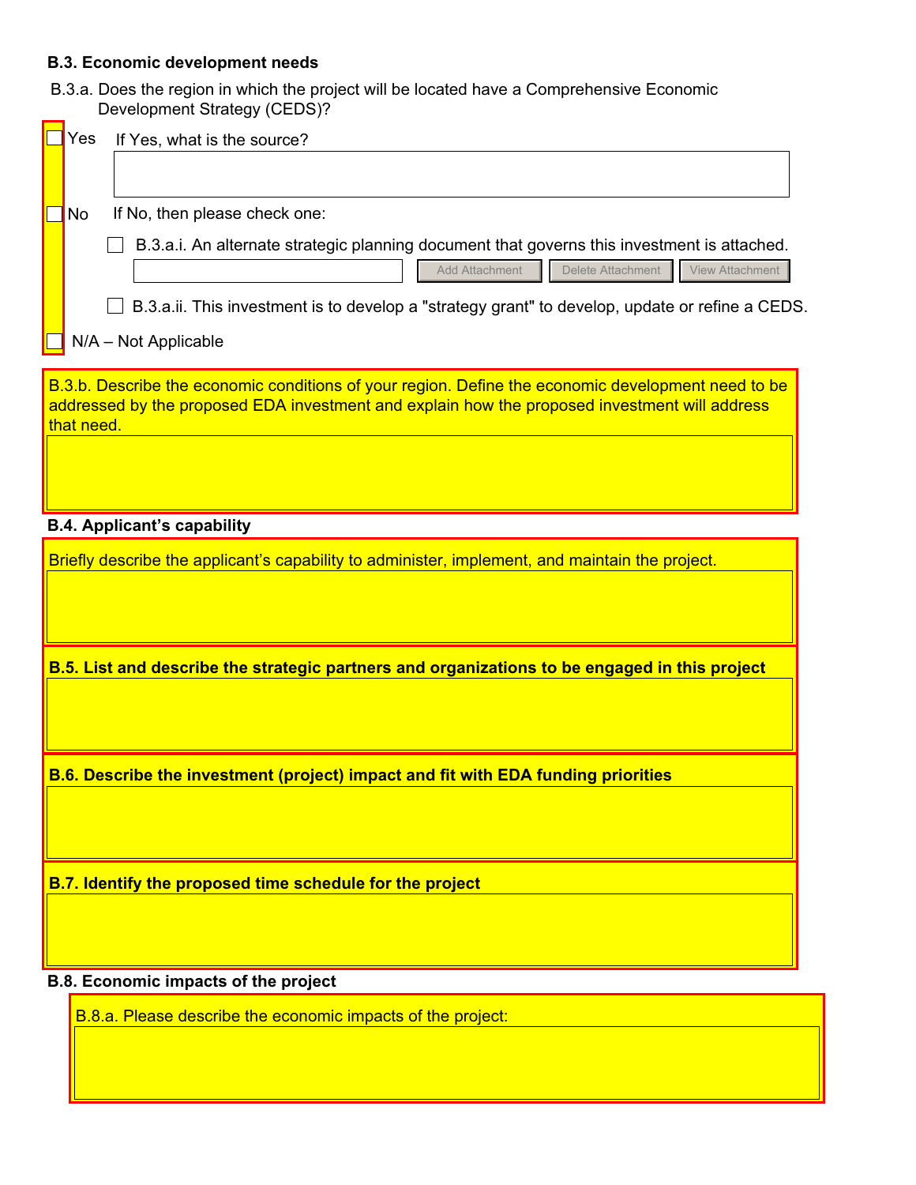**B.3. Economic development needs**

B.3.a. Does the region in which the project will be located have a Comprehensive Economic Development Strategy (CEDS)?

- [ ] Yes If Yes, what is the source?

- [ ] No If No, then please check one:
  - [ ] B.3.a.i. An alternate strategic planning document that governs this investment is attached.

    Add Attachment | Delete Attachment | View Attachment

  - [ ] B.3.a.ii. This investment is to develop a "strategy grant" to develop, update or refine a CEDS.

- [ ] N/A – Not Applicable

B.3.b. Describe the economic conditions of your region. Define the economic development need to be addressed by the proposed EDA investment and explain how the proposed investment will address that need.

**B.4. Applicant's capability**

Briefly describe the applicant's capability to administer, implement, and maintain the project.

**B.5. List and describe the strategic partners and organizations to be engaged in this project**

**B.6. Describe the investment (project) impact and fit with EDA funding priorities**

**B.7. Identify the proposed time schedule for the project**

**B.8. Economic impacts of the project**

B.8.a. Please describe the economic impacts of the project: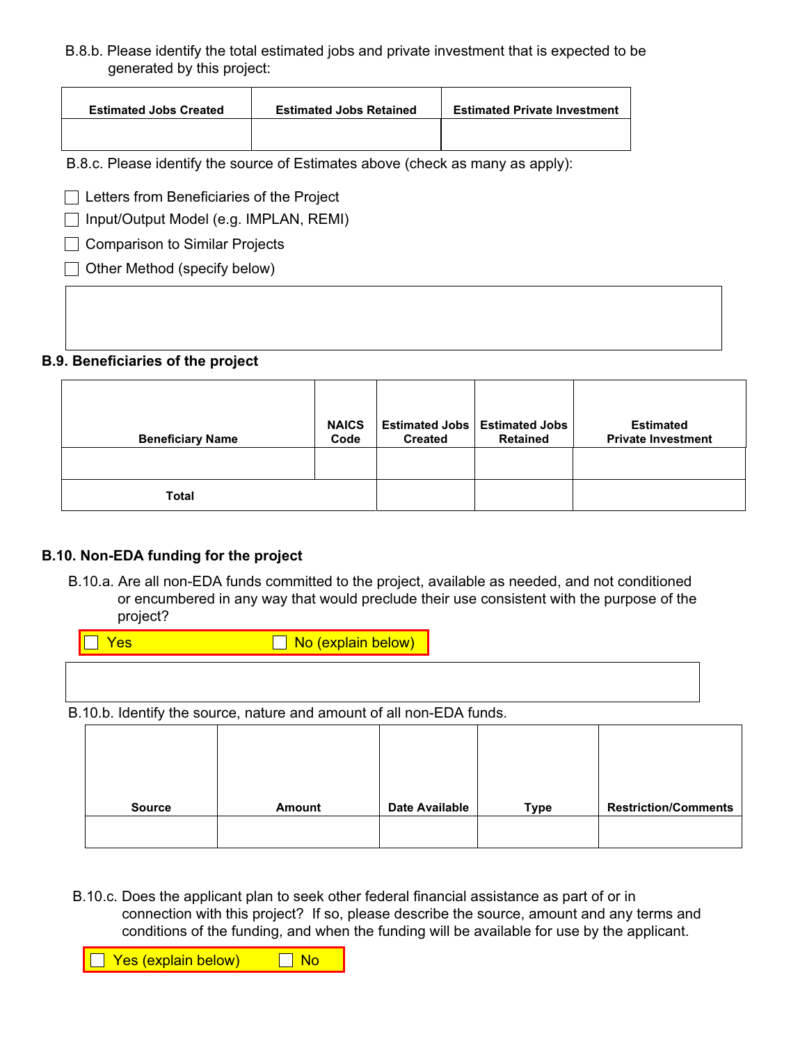B.8.b. Please identify the total estimated jobs and private investment that is expected to be generated by this project:

| Estimated Jobs Created | Estimated Jobs Retained | Estimated Private Investment |
| --- | --- | --- |
| | | |

B.8.c. Please identify the source of Estimates above (check as many as apply):

- ☐ Letters from Beneficiaries of the Project
- ☐ Input/Output Model (e.g. IMPLAN, REMI)
- ☐ Comparison to Similar Projects
- ☐ Other Method (specify below)

### B.9. Beneficiaries of the project

| Beneficiary Name | NAICS Code | Estimated Jobs Created | Estimated Jobs Retained | Estimated Private Investment |
| --- | --- | --- | --- | --- |
| | | | | |
| Total | | | | |

### B.10. Non-EDA funding for the project

B.10.a. Are all non-EDA funds committed to the project, available as needed, and not conditioned or encumbered in any way that would preclude their use consistent with the purpose of the project?

☐ Yes ☐ No (explain below)

B.10.b. Identify the source, nature and amount of all non-EDA funds.

| Source | Amount | Date Available | Type | Restriction/Comments |
| --- | --- | --- | --- | --- |
| | | | | |

B.10.c. Does the applicant plan to seek other federal financial assistance as part of or in connection with this project? If so, please describe the source, amount and any terms and conditions of the funding, and when the funding will be available for use by the applicant.

☐ Yes (explain below) ☐ No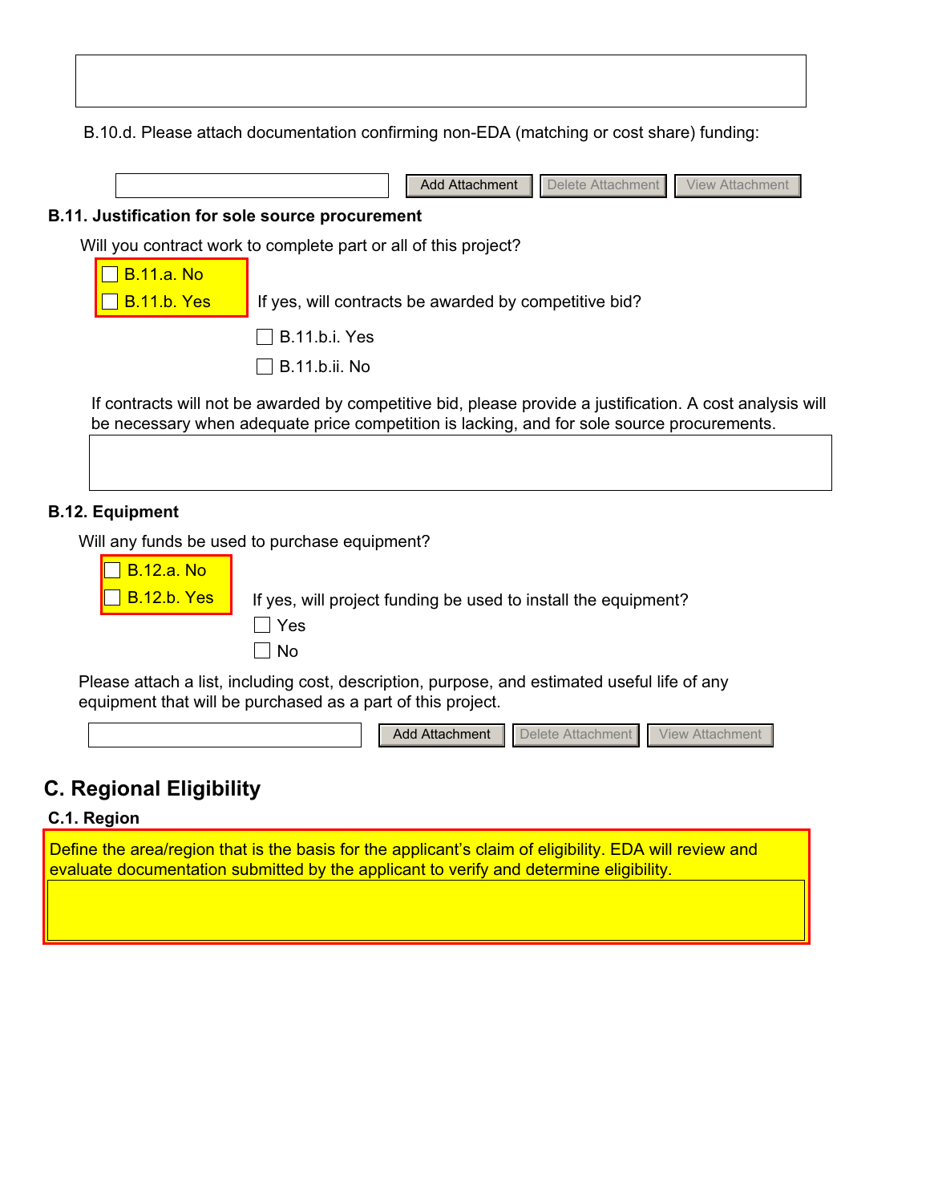B.10.d. Please attach documentation confirming non-EDA (matching or cost share) funding:

Add Attachment | Delete Attachment | View Attachment

**B.11. Justification for sole source procurement**

Will you contract work to complete part or all of this project?

- ☐ B.11.a. No
- ☐ B.11.b. Yes

If yes, will contracts be awarded by competitive bid?

- ☐ B.11.b.i. Yes
- ☐ B.11.b.ii. No

If contracts will not be awarded by competitive bid, please provide a justification. A cost analysis will be necessary when adequate price competition is lacking, and for sole source procurements.

**B.12. Equipment**

Will any funds be used to purchase equipment?

- ☐ B.12.a. No
- ☐ B.12.b. Yes

If yes, will project funding be used to install the equipment?

- ☐ Yes
- ☐ No

Please attach a list, including cost, description, purpose, and estimated useful life of any equipment that will be purchased as a part of this project.

Add Attachment | Delete Attachment | View Attachment

## C. Regional Eligibility

**C.1. Region**

Define the area/region that is the basis for the applicant's claim of eligibility. EDA will review and evaluate documentation submitted by the applicant to verify and determine eligibility.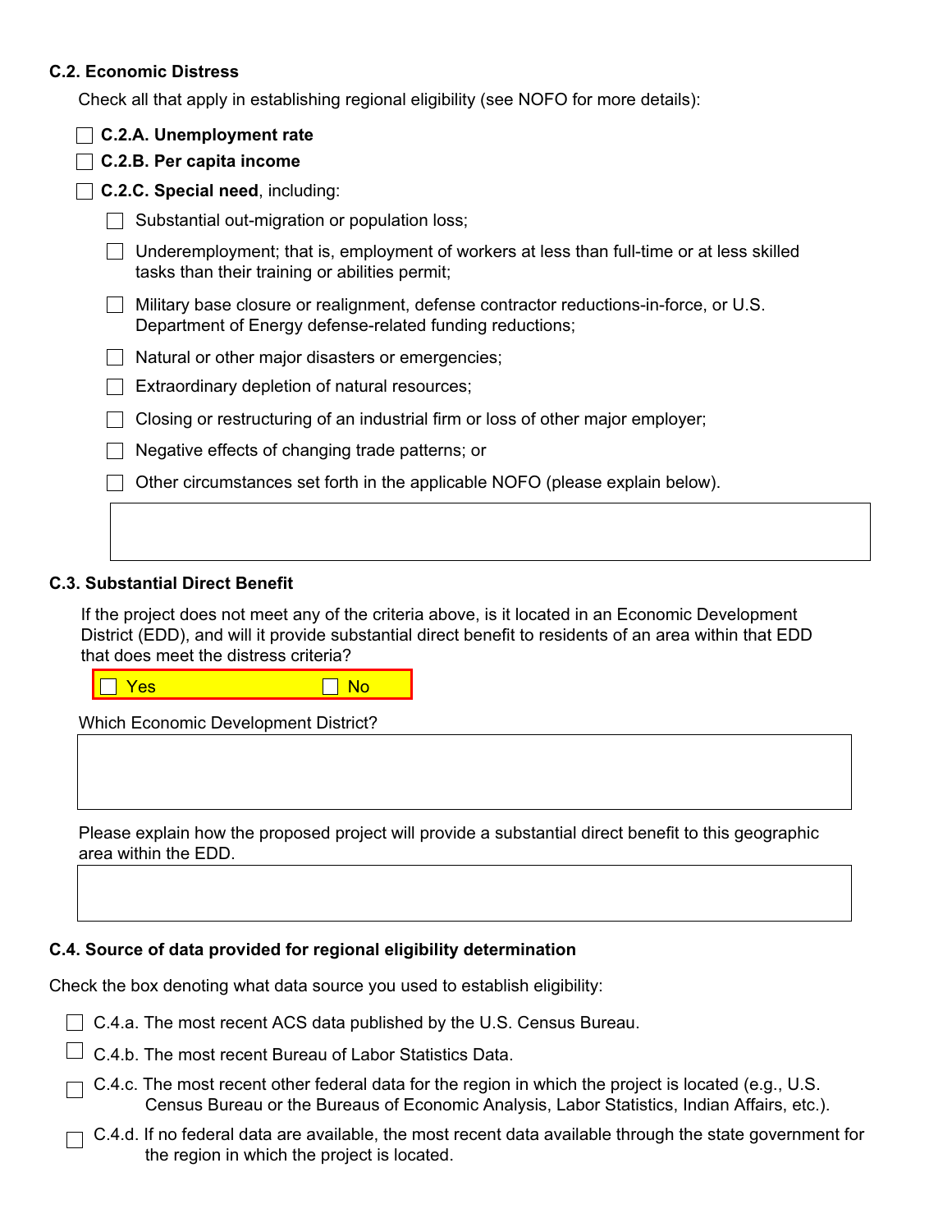### C.2. Economic Distress

Check all that apply in establishing regional eligibility (see NOFO for more details):

- ☐ **C.2.A. Unemployment rate**
- ☐ **C.2.B. Per capita income**
- ☐ **C.2.C. Special need**, including:
  - ☐ Substantial out-migration or population loss;
  - ☐ Underemployment; that is, employment of workers at less than full-time or at less skilled tasks than their training or abilities permit;
  - ☐ Military base closure or realignment, defense contractor reductions-in-force, or U.S. Department of Energy defense-related funding reductions;
  - ☐ Natural or other major disasters or emergencies;
  - ☐ Extraordinary depletion of natural resources;
  - ☐ Closing or restructuring of an industrial firm or loss of other major employer;
  - ☐ Negative effects of changing trade patterns; or
  - ☐ Other circumstances set forth in the applicable NOFO (please explain below).

### C.3. Substantial Direct Benefit

If the project does not meet any of the criteria above, is it located in an Economic Development District (EDD), and will it provide substantial direct benefit to residents of an area within that EDD that does meet the distress criteria?

☐ Yes ☐ No

Which Economic Development District?

Please explain how the proposed project will provide a substantial direct benefit to this geographic area within the EDD.

### C.4. Source of data provided for regional eligibility determination

Check the box denoting what data source you used to establish eligibility:

- ☐ C.4.a. The most recent ACS data published by the U.S. Census Bureau.
- ☐ C.4.b. The most recent Bureau of Labor Statistics Data.
- ☐ C.4.c. The most recent other federal data for the region in which the project is located (e.g., U.S. Census Bureau or the Bureaus of Economic Analysis, Labor Statistics, Indian Affairs, etc.).
- ☐ C.4.d. If no federal data are available, the most recent data available through the state government for the region in which the project is located.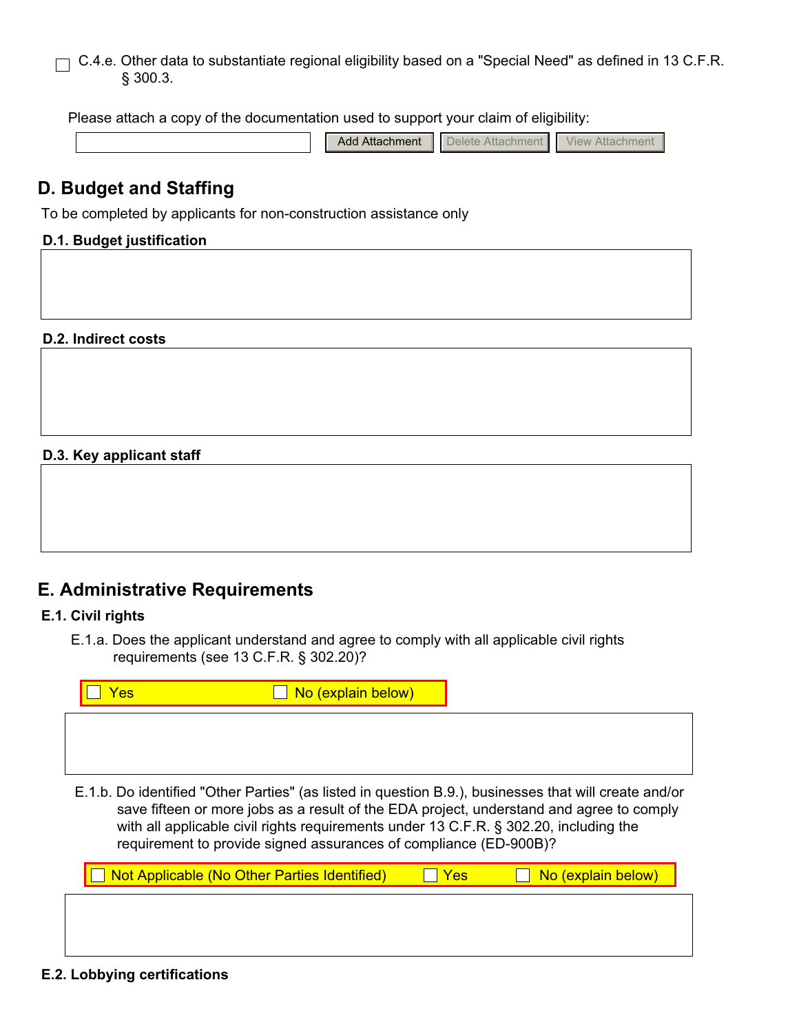- [ ] C.4.e. Other data to substantiate regional eligibility based on a "Special Need" as defined in 13 C.F.R. § 300.3.

Please attach a copy of the documentation used to support your claim of eligibility:

Add Attachment | Delete Attachment | View Attachment

## D. Budget and Staffing

To be completed by applicants for non-construction assistance only

### D.1. Budget justification

### D.2. Indirect costs

### D.3. Key applicant staff

## E. Administrative Requirements

### E.1. Civil rights

E.1.a. Does the applicant understand and agree to comply with all applicable civil rights requirements (see 13 C.F.R. § 302.20)?

- [ ] Yes
- [ ] No (explain below)

E.1.b. Do identified "Other Parties" (as listed in question B.9.), businesses that will create and/or save fifteen or more jobs as a result of the EDA project, understand and agree to comply with all applicable civil rights requirements under 13 C.F.R. § 302.20, including the requirement to provide signed assurances of compliance (ED-900B)?

- [ ] Not Applicable (No Other Parties Identified)
- [ ] Yes
- [ ] No (explain below)

### E.2. Lobbying certifications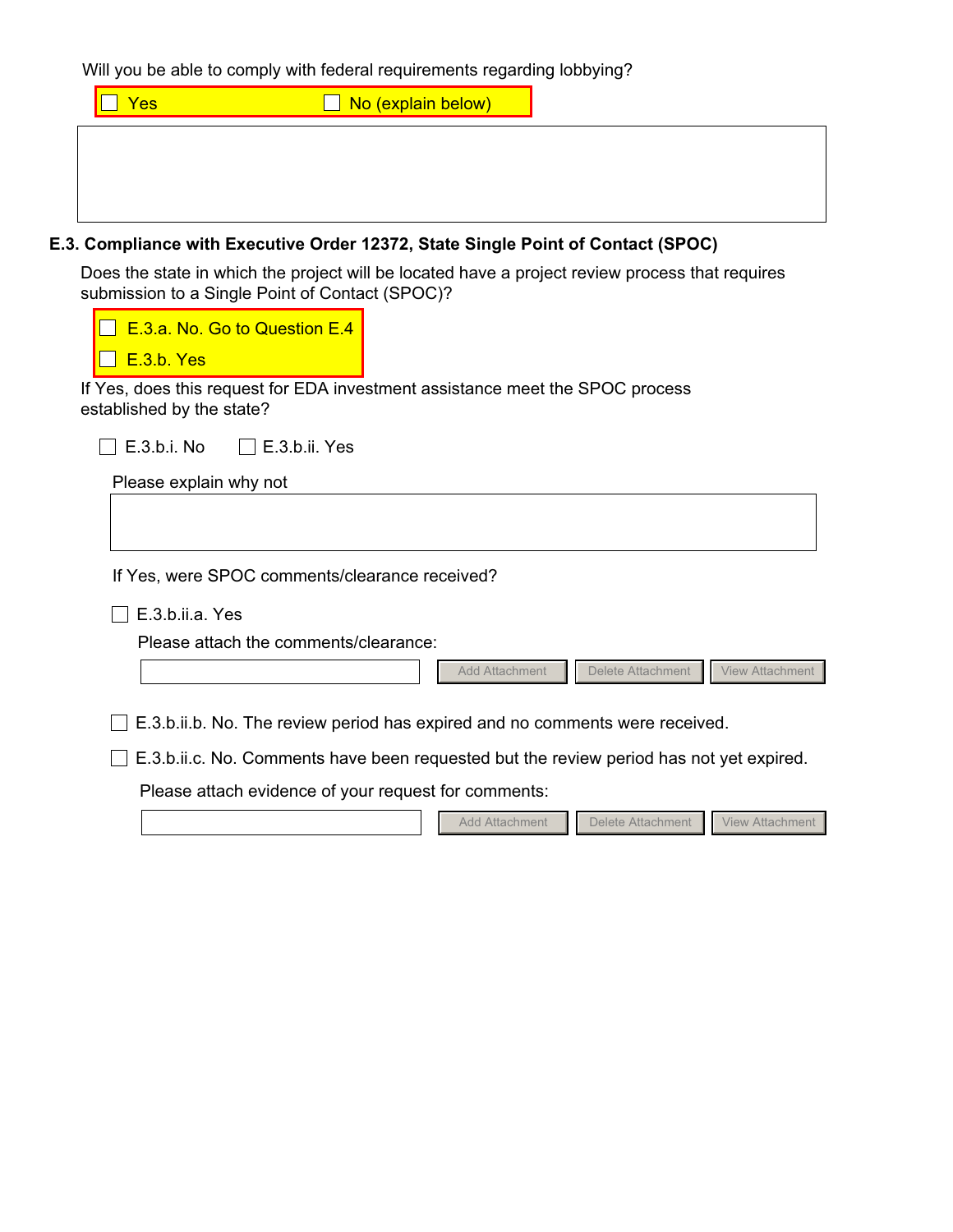Will you be able to comply with federal requirements regarding lobbying?

☐ Yes ☐ No (explain below)

### E.3. Compliance with Executive Order 12372, State Single Point of Contact (SPOC)

Does the state in which the project will be located have a project review process that requires submission to a Single Point of Contact (SPOC)?

☐ E.3.a. No. Go to Question E.4

☐ E.3.b. Yes

If Yes, does this request for EDA investment assistance meet the SPOC process established by the state?

☐ E.3.b.i. No ☐ E.3.b.ii. Yes

Please explain why not

If Yes, were SPOC comments/clearance received?

☐ E.3.b.ii.a. Yes

Please attach the comments/clearance:

Add Attachment | Delete Attachment | View Attachment

☐ E.3.b.ii.b. No. The review period has expired and no comments were received.

☐ E.3.b.ii.c. No. Comments have been requested but the review period has not yet expired.

Please attach evidence of your request for comments:

Add Attachment | Delete Attachment | View Attachment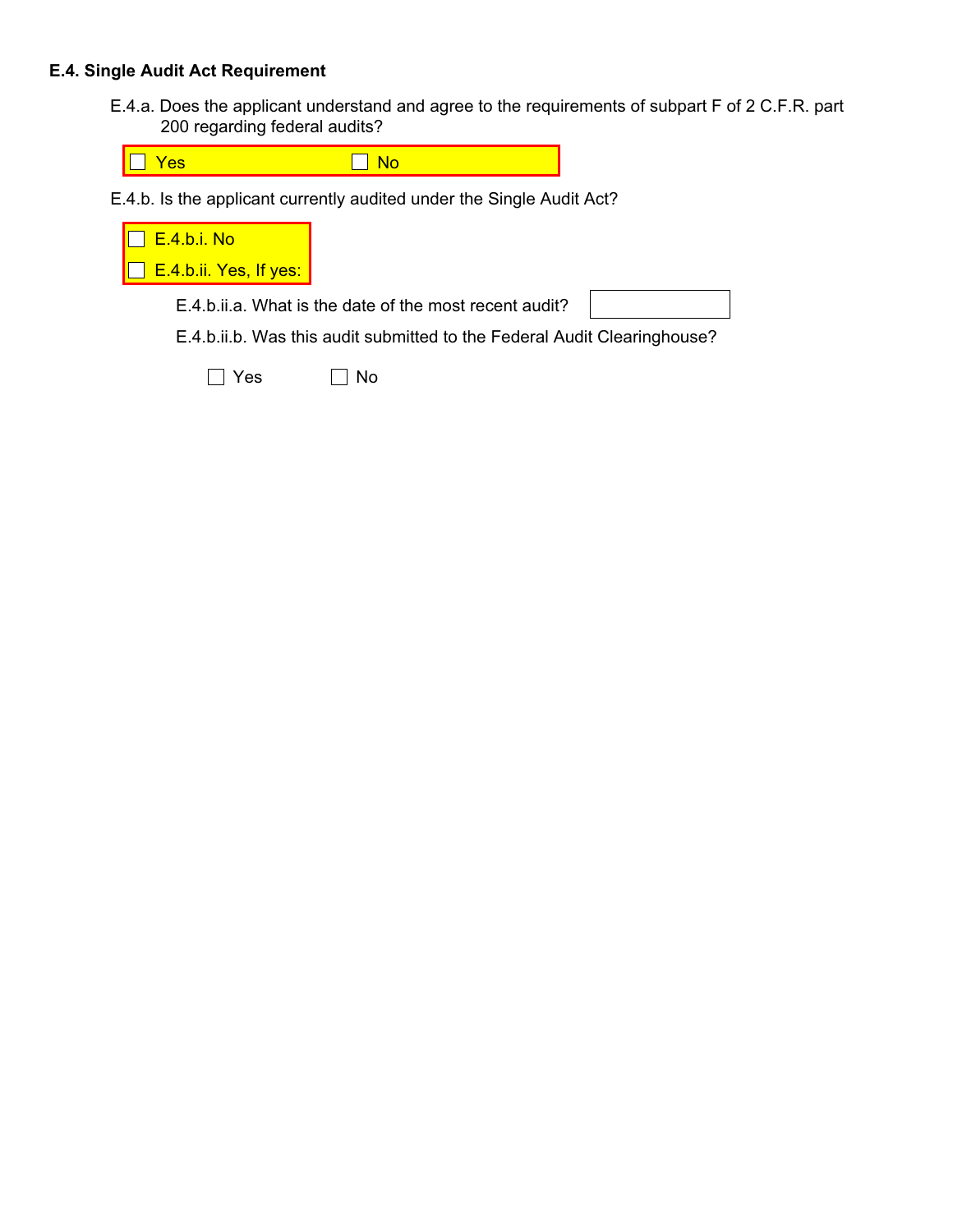### E.4. Single Audit Act Requirement

E.4.a. Does the applicant understand and agree to the requirements of subpart F of 2 C.F.R. part 200 regarding federal audits?

☐ Yes ☐ No

E.4.b. Is the applicant currently audited under the Single Audit Act?

☐ E.4.b.i. No

☐ E.4.b.ii. Yes, If yes:

E.4.b.ii.a. What is the date of the most recent audit?

E.4.b.ii.b. Was this audit submitted to the Federal Audit Clearinghouse?

☐ Yes ☐ No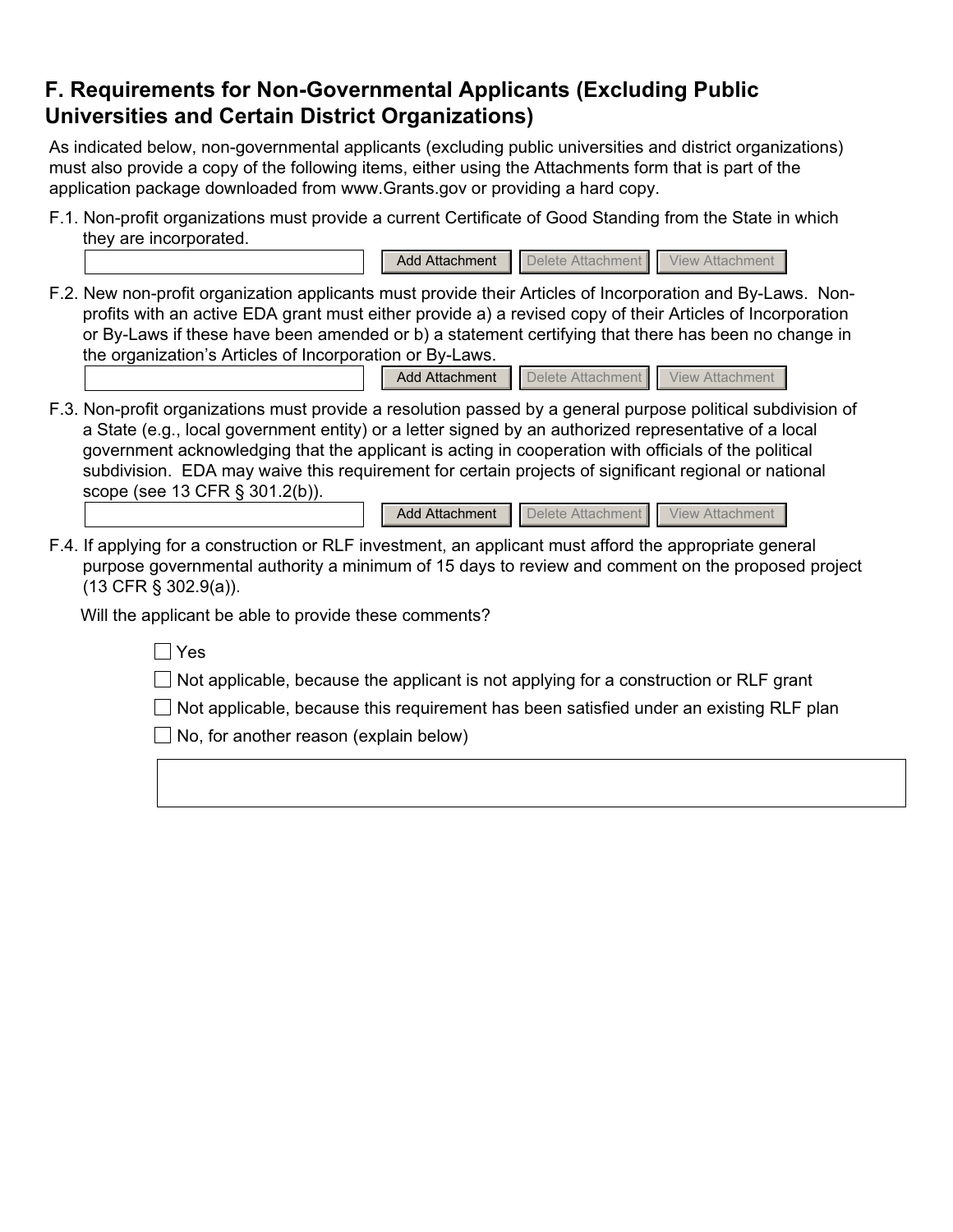## F. Requirements for Non-Governmental Applicants (Excluding Public Universities and Certain District Organizations)

As indicated below, non-governmental applicants (excluding public universities and district organizations) must also provide a copy of the following items, either using the Attachments form that is part of the application package downloaded from www.Grants.gov or providing a hard copy.

F.1. Non-profit organizations must provide a current Certificate of Good Standing from the State in which they are incorporated.

Add Attachment | Delete Attachment | View Attachment

F.2. New non-profit organization applicants must provide their Articles of Incorporation and By-Laws. Non-profits with an active EDA grant must either provide a) a revised copy of their Articles of Incorporation or By-Laws if these have been amended or b) a statement certifying that there has been no change in the organization's Articles of Incorporation or By-Laws.

Add Attachment | Delete Attachment | View Attachment

F.3. Non-profit organizations must provide a resolution passed by a general purpose political subdivision of a State (e.g., local government entity) or a letter signed by an authorized representative of a local government acknowledging that the applicant is acting in cooperation with officials of the political subdivision. EDA may waive this requirement for certain projects of significant regional or national scope (see 13 CFR § 301.2(b)).

Add Attachment | Delete Attachment | View Attachment

F.4. If applying for a construction or RLF investment, an applicant must afford the appropriate general purpose governmental authority a minimum of 15 days to review and comment on the proposed project (13 CFR § 302.9(a)).

Will the applicant be able to provide these comments?

- ☐ Yes
- ☐ Not applicable, because the applicant is not applying for a construction or RLF grant
- ☐ Not applicable, because this requirement has been satisfied under an existing RLF plan
- ☐ No, for another reason (explain below)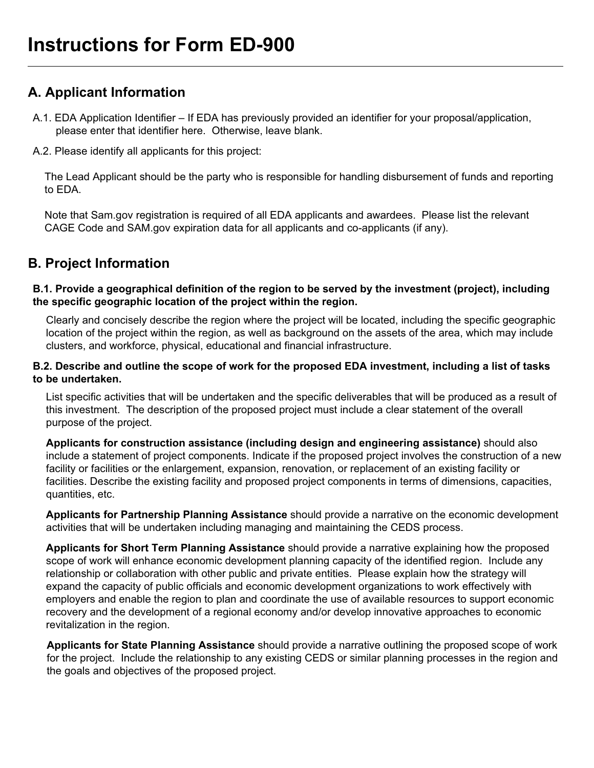# Instructions for Form ED-900

## A. Applicant Information

A.1. EDA Application Identifier – If EDA has previously provided an identifier for your proposal/application, please enter that identifier here. Otherwise, leave blank.

A.2. Please identify all applicants for this project:

The Lead Applicant should be the party who is responsible for handling disbursement of funds and reporting to EDA.

Note that Sam.gov registration is required of all EDA applicants and awardees. Please list the relevant CAGE Code and SAM.gov expiration data for all applicants and co-applicants (if any).

## B. Project Information

**B.1. Provide a geographical definition of the region to be served by the investment (project), including the specific geographic location of the project within the region.**

Clearly and concisely describe the region where the project will be located, including the specific geographic location of the project within the region, as well as background on the assets of the area, which may include clusters, and workforce, physical, educational and financial infrastructure.

**B.2. Describe and outline the scope of work for the proposed EDA investment, including a list of tasks to be undertaken.**

List specific activities that will be undertaken and the specific deliverables that will be produced as a result of this investment. The description of the proposed project must include a clear statement of the overall purpose of the project.

**Applicants for construction assistance (including design and engineering assistance)** should also include a statement of project components. Indicate if the proposed project involves the construction of a new facility or facilities or the enlargement, expansion, renovation, or replacement of an existing facility or facilities. Describe the existing facility and proposed project components in terms of dimensions, capacities, quantities, etc.

**Applicants for Partnership Planning Assistance** should provide a narrative on the economic development activities that will be undertaken including managing and maintaining the CEDS process.

**Applicants for Short Term Planning Assistance** should provide a narrative explaining how the proposed scope of work will enhance economic development planning capacity of the identified region. Include any relationship or collaboration with other public and private entities. Please explain how the strategy will expand the capacity of public officials and economic development organizations to work effectively with employers and enable the region to plan and coordinate the use of available resources to support economic recovery and the development of a regional economy and/or develop innovative approaches to economic revitalization in the region.

**Applicants for State Planning Assistance** should provide a narrative outlining the proposed scope of work for the project. Include the relationship to any existing CEDS or similar planning processes in the region and the goals and objectives of the proposed project.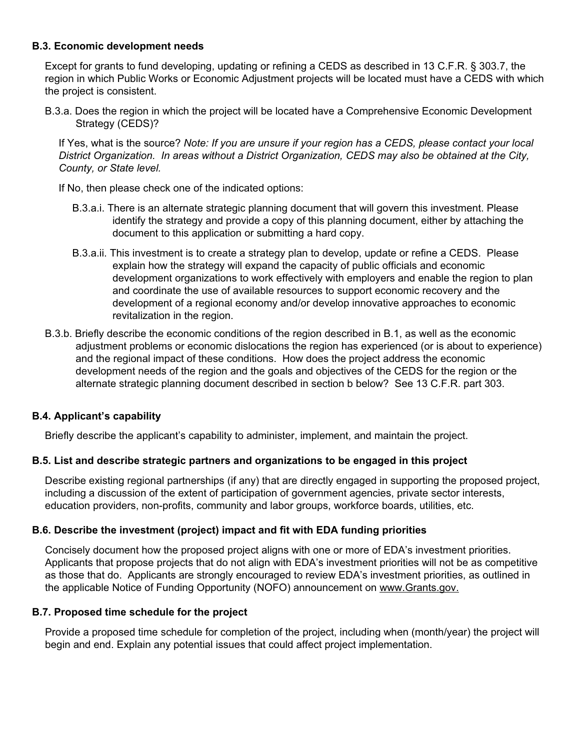### B.3. Economic development needs

Except for grants to fund developing, updating or refining a CEDS as described in 13 C.F.R. § 303.7, the region in which Public Works or Economic Adjustment projects will be located must have a CEDS with which the project is consistent.

B.3.a. Does the region in which the project will be located have a Comprehensive Economic Development Strategy (CEDS)?

If Yes, what is the source? *Note: If you are unsure if your region has a CEDS, please contact your local District Organization. In areas without a District Organization, CEDS may also be obtained at the City, County, or State level.*

If No, then please check one of the indicated options:

B.3.a.i. There is an alternate strategic planning document that will govern this investment. Please identify the strategy and provide a copy of this planning document, either by attaching the document to this application or submitting a hard copy.

B.3.a.ii. This investment is to create a strategy plan to develop, update or refine a CEDS. Please explain how the strategy will expand the capacity of public officials and economic development organizations to work effectively with employers and enable the region to plan and coordinate the use of available resources to support economic recovery and the development of a regional economy and/or develop innovative approaches to economic revitalization in the region.

B.3.b. Briefly describe the economic conditions of the region described in B.1, as well as the economic adjustment problems or economic dislocations the region has experienced (or is about to experience) and the regional impact of these conditions. How does the project address the economic development needs of the region and the goals and objectives of the CEDS for the region or the alternate strategic planning document described in section b below? See 13 C.F.R. part 303.

### B.4. Applicant's capability

Briefly describe the applicant's capability to administer, implement, and maintain the project.

### B.5. List and describe strategic partners and organizations to be engaged in this project

Describe existing regional partnerships (if any) that are directly engaged in supporting the proposed project, including a discussion of the extent of participation of government agencies, private sector interests, education providers, non-profits, community and labor groups, workforce boards, utilities, etc.

### B.6. Describe the investment (project) impact and fit with EDA funding priorities

Concisely document how the proposed project aligns with one or more of EDA's investment priorities. Applicants that propose projects that do not align with EDA's investment priorities will not be as competitive as those that do. Applicants are strongly encouraged to review EDA's investment priorities, as outlined in the applicable Notice of Funding Opportunity (NOFO) announcement on www.Grants.gov.

### B.7. Proposed time schedule for the project

Provide a proposed time schedule for completion of the project, including when (month/year) the project will begin and end. Explain any potential issues that could affect project implementation.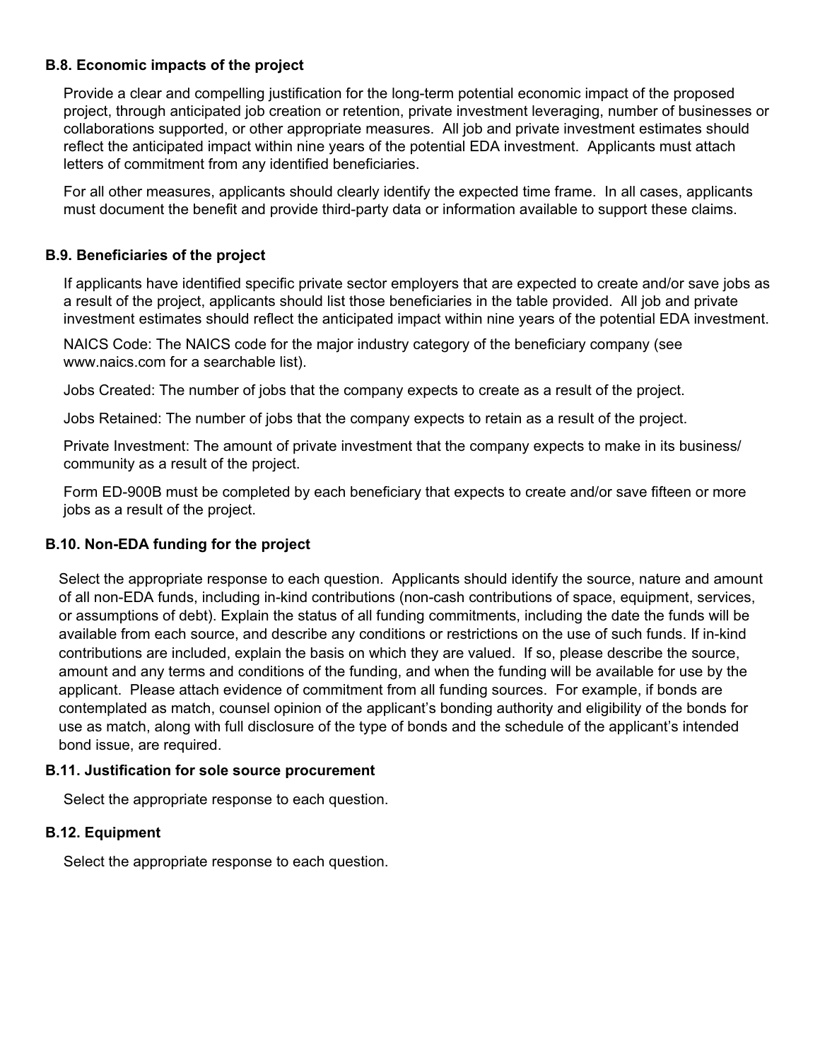**B.8. Economic impacts of the project**

Provide a clear and compelling justification for the long-term potential economic impact of the proposed project, through anticipated job creation or retention, private investment leveraging, number of businesses or collaborations supported, or other appropriate measures. All job and private investment estimates should reflect the anticipated impact within nine years of the potential EDA investment. Applicants must attach letters of commitment from any identified beneficiaries.

For all other measures, applicants should clearly identify the expected time frame. In all cases, applicants must document the benefit and provide third-party data or information available to support these claims.

**B.9. Beneficiaries of the project**

If applicants have identified specific private sector employers that are expected to create and/or save jobs as a result of the project, applicants should list those beneficiaries in the table provided. All job and private investment estimates should reflect the anticipated impact within nine years of the potential EDA investment.

NAICS Code: The NAICS code for the major industry category of the beneficiary company (see www.naics.com for a searchable list).

Jobs Created: The number of jobs that the company expects to create as a result of the project.

Jobs Retained: The number of jobs that the company expects to retain as a result of the project.

Private Investment: The amount of private investment that the company expects to make in its business/ community as a result of the project.

Form ED-900B must be completed by each beneficiary that expects to create and/or save fifteen or more jobs as a result of the project.

**B.10. Non-EDA funding for the project**

Select the appropriate response to each question. Applicants should identify the source, nature and amount of all non-EDA funds, including in-kind contributions (non-cash contributions of space, equipment, services, or assumptions of debt). Explain the status of all funding commitments, including the date the funds will be available from each source, and describe any conditions or restrictions on the use of such funds. If in-kind contributions are included, explain the basis on which they are valued. If so, please describe the source, amount and any terms and conditions of the funding, and when the funding will be available for use by the applicant. Please attach evidence of commitment from all funding sources. For example, if bonds are contemplated as match, counsel opinion of the applicant's bonding authority and eligibility of the bonds for use as match, along with full disclosure of the type of bonds and the schedule of the applicant's intended bond issue, are required.

**B.11. Justification for sole source procurement**

Select the appropriate response to each question.

**B.12. Equipment**

Select the appropriate response to each question.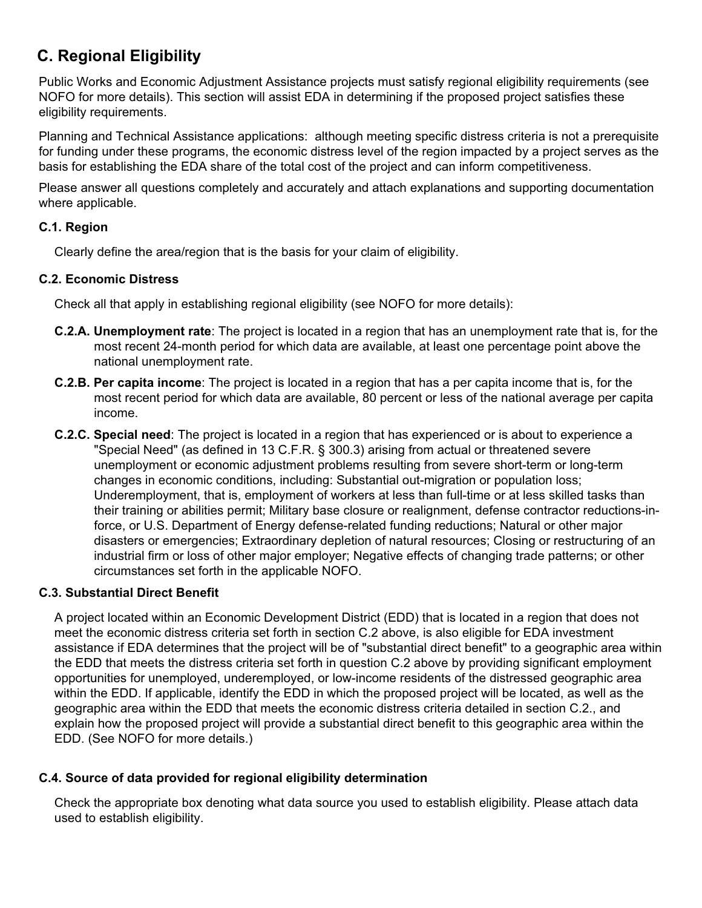## C. Regional Eligibility

Public Works and Economic Adjustment Assistance projects must satisfy regional eligibility requirements (see NOFO for more details). This section will assist EDA in determining if the proposed project satisfies these eligibility requirements.

Planning and Technical Assistance applications: although meeting specific distress criteria is not a prerequisite for funding under these programs, the economic distress level of the region impacted by a project serves as the basis for establishing the EDA share of the total cost of the project and can inform competitiveness.

Please answer all questions completely and accurately and attach explanations and supporting documentation where applicable.

### C.1. Region

Clearly define the area/region that is the basis for your claim of eligibility.

### C.2. Economic Distress

Check all that apply in establishing regional eligibility (see NOFO for more details):

**C.2.A. Unemployment rate**: The project is located in a region that has an unemployment rate that is, for the most recent 24-month period for which data are available, at least one percentage point above the national unemployment rate.

**C.2.B. Per capita income**: The project is located in a region that has a per capita income that is, for the most recent period for which data are available, 80 percent or less of the national average per capita income.

**C.2.C. Special need**: The project is located in a region that has experienced or is about to experience a "Special Need" (as defined in 13 C.F.R. § 300.3) arising from actual or threatened severe unemployment or economic adjustment problems resulting from severe short-term or long-term changes in economic conditions, including: Substantial out-migration or population loss; Underemployment, that is, employment of workers at less than full-time or at less skilled tasks than their training or abilities permit; Military base closure or realignment, defense contractor reductions-in-force, or U.S. Department of Energy defense-related funding reductions; Natural or other major disasters or emergencies; Extraordinary depletion of natural resources; Closing or restructuring of an industrial firm or loss of other major employer; Negative effects of changing trade patterns; or other circumstances set forth in the applicable NOFO.

### C.3. Substantial Direct Benefit

A project located within an Economic Development District (EDD) that is located in a region that does not meet the economic distress criteria set forth in section C.2 above, is also eligible for EDA investment assistance if EDA determines that the project will be of "substantial direct benefit" to a geographic area within the EDD that meets the distress criteria set forth in question C.2 above by providing significant employment opportunities for unemployed, underemployed, or low-income residents of the distressed geographic area within the EDD. If applicable, identify the EDD in which the proposed project will be located, as well as the geographic area within the EDD that meets the economic distress criteria detailed in section C.2., and explain how the proposed project will provide a substantial direct benefit to this geographic area within the EDD. (See NOFO for more details.)

### C.4. Source of data provided for regional eligibility determination

Check the appropriate box denoting what data source you used to establish eligibility. Please attach data used to establish eligibility.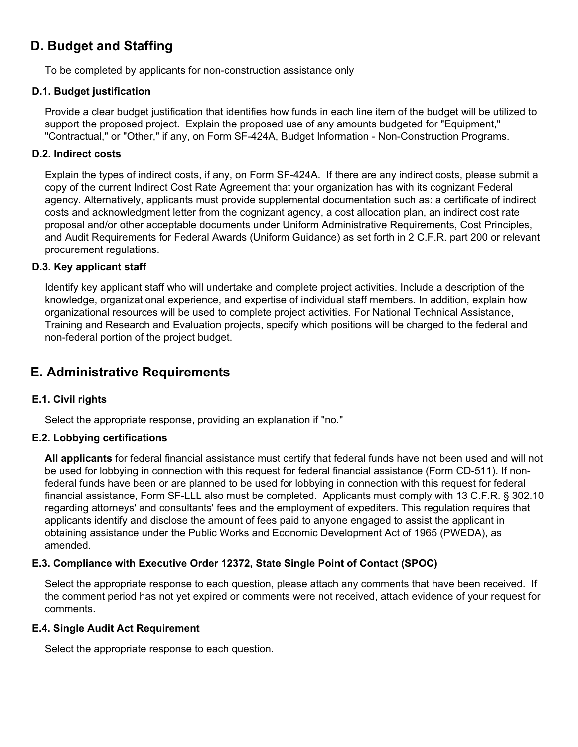## D. Budget and Staffing

To be completed by applicants for non-construction assistance only

### D.1. Budget justification

Provide a clear budget justification that identifies how funds in each line item of the budget will be utilized to support the proposed project. Explain the proposed use of any amounts budgeted for "Equipment," "Contractual," or "Other," if any, on Form SF-424A, Budget Information - Non-Construction Programs.

### D.2. Indirect costs

Explain the types of indirect costs, if any, on Form SF-424A. If there are any indirect costs, please submit a copy of the current Indirect Cost Rate Agreement that your organization has with its cognizant Federal agency. Alternatively, applicants must provide supplemental documentation such as: a certificate of indirect costs and acknowledgment letter from the cognizant agency, a cost allocation plan, an indirect cost rate proposal and/or other acceptable documents under Uniform Administrative Requirements, Cost Principles, and Audit Requirements for Federal Awards (Uniform Guidance) as set forth in 2 C.F.R. part 200 or relevant procurement regulations.

### D.3. Key applicant staff

Identify key applicant staff who will undertake and complete project activities. Include a description of the knowledge, organizational experience, and expertise of individual staff members. In addition, explain how organizational resources will be used to complete project activities. For National Technical Assistance, Training and Research and Evaluation projects, specify which positions will be charged to the federal and non-federal portion of the project budget.

## E. Administrative Requirements

### E.1. Civil rights

Select the appropriate response, providing an explanation if "no."

### E.2. Lobbying certifications

**All applicants** for federal financial assistance must certify that federal funds have not been used and will not be used for lobbying in connection with this request for federal financial assistance (Form CD-511). If non-federal funds have been or are planned to be used for lobbying in connection with this request for federal financial assistance, Form SF-LLL also must be completed. Applicants must comply with 13 C.F.R. § 302.10 regarding attorneys' and consultants' fees and the employment of expediters. This regulation requires that applicants identify and disclose the amount of fees paid to anyone engaged to assist the applicant in obtaining assistance under the Public Works and Economic Development Act of 1965 (PWEDA), as amended.

### E.3. Compliance with Executive Order 12372, State Single Point of Contact (SPOC)

Select the appropriate response to each question, please attach any comments that have been received. If the comment period has not yet expired or comments were not received, attach evidence of your request for comments.

### E.4. Single Audit Act Requirement

Select the appropriate response to each question.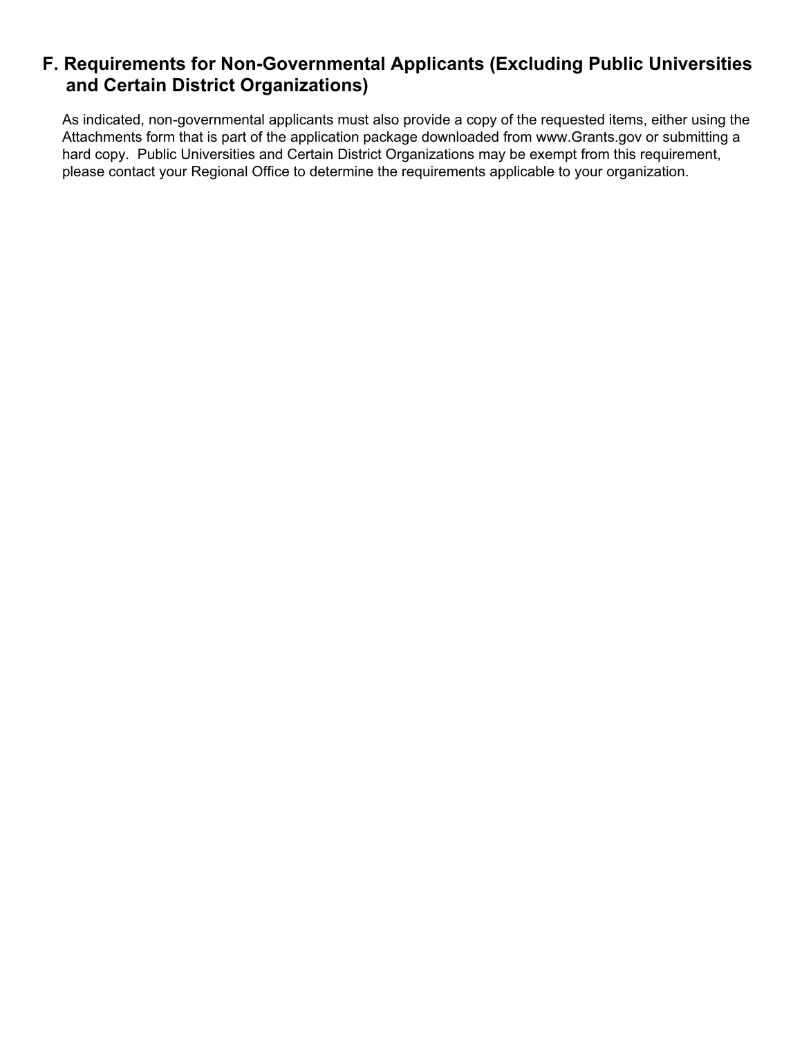## F. Requirements for Non-Governmental Applicants (Excluding Public Universities and Certain District Organizations)

As indicated, non-governmental applicants must also provide a copy of the requested items, either using the Attachments form that is part of the application package downloaded from www.Grants.gov or submitting a hard copy. Public Universities and Certain District Organizations may be exempt from this requirement, please contact your Regional Office to determine the requirements applicable to your organization.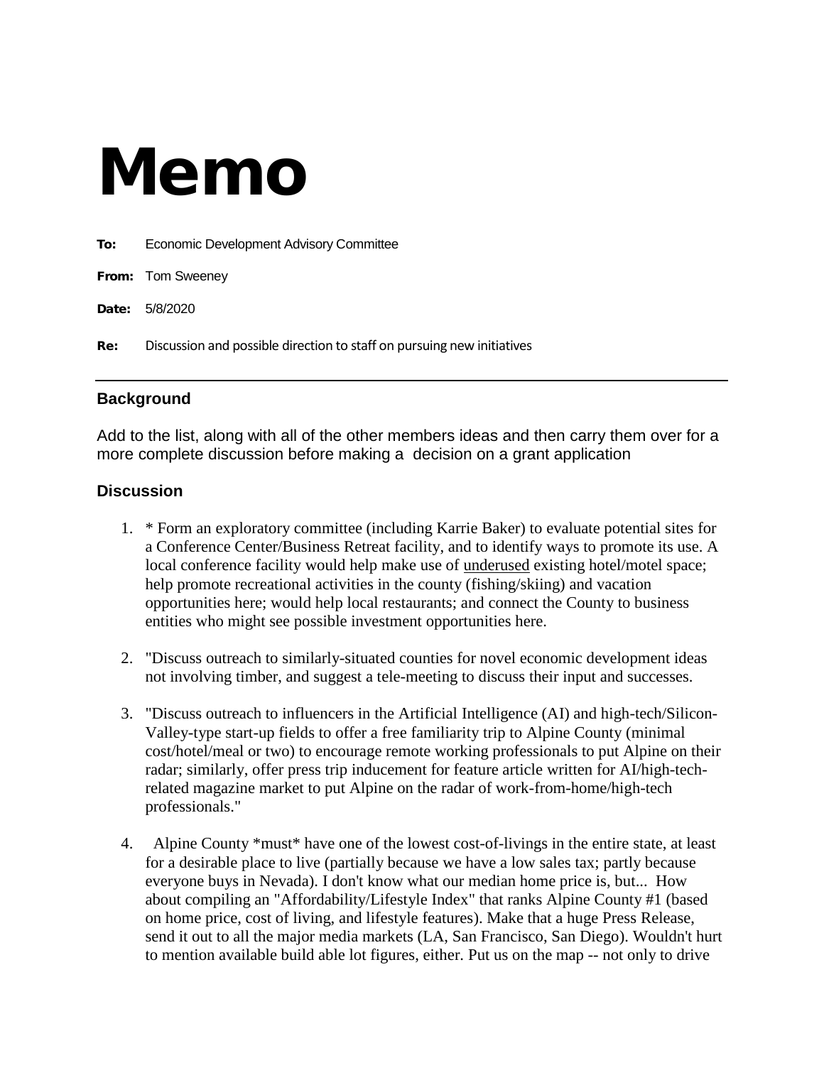# Memo

**To:** Economic Development Advisory Committee

**From:** Tom Sweeney

**Date:** 5/8/2020

**Re:** Discussion and possible direction to staff on pursuing new initiatives

---

## Background

Add to the list, along with all of the other members ideas and then carry them over for a more complete discussion before making a decision on a grant application

## Discussion

1. * Form an exploratory committee (including Karrie Baker) to evaluate potential sites for a Conference Center/Business Retreat facility, and to identify ways to promote its use. A local conference facility would help make use of <u>underused</u> existing hotel/motel space; help promote recreational activities in the county (fishing/skiing) and vacation opportunities here; would help local restaurants; and connect the County to business entities who might see possible investment opportunities here.

2. "Discuss outreach to similarly-situated counties for novel economic development ideas not involving timber, and suggest a tele-meeting to discuss their input and successes.

3. "Discuss outreach to influencers in the Artificial Intelligence (AI) and high-tech/Silicon-Valley-type start-up fields to offer a free familiarity trip to Alpine County (minimal cost/hotel/meal or two) to encourage remote working professionals to put Alpine on their radar; similarly, offer press trip inducement for feature article written for AI/high-tech-related magazine market to put Alpine on the radar of work-from-home/high-tech professionals."

4. Alpine County *must* have one of the lowest cost-of-livings in the entire state, at least for a desirable place to live (partially because we have a low sales tax; partly because everyone buys in Nevada). I don't know what our median home price is, but... How about compiling an "Affordability/Lifestyle Index" that ranks Alpine County #1 (based on home price, cost of living, and lifestyle features). Make that a huge Press Release, send it out to all the major media markets (LA, San Francisco, San Diego). Wouldn't hurt to mention available build able lot figures, either. Put us on the map -- not only to drive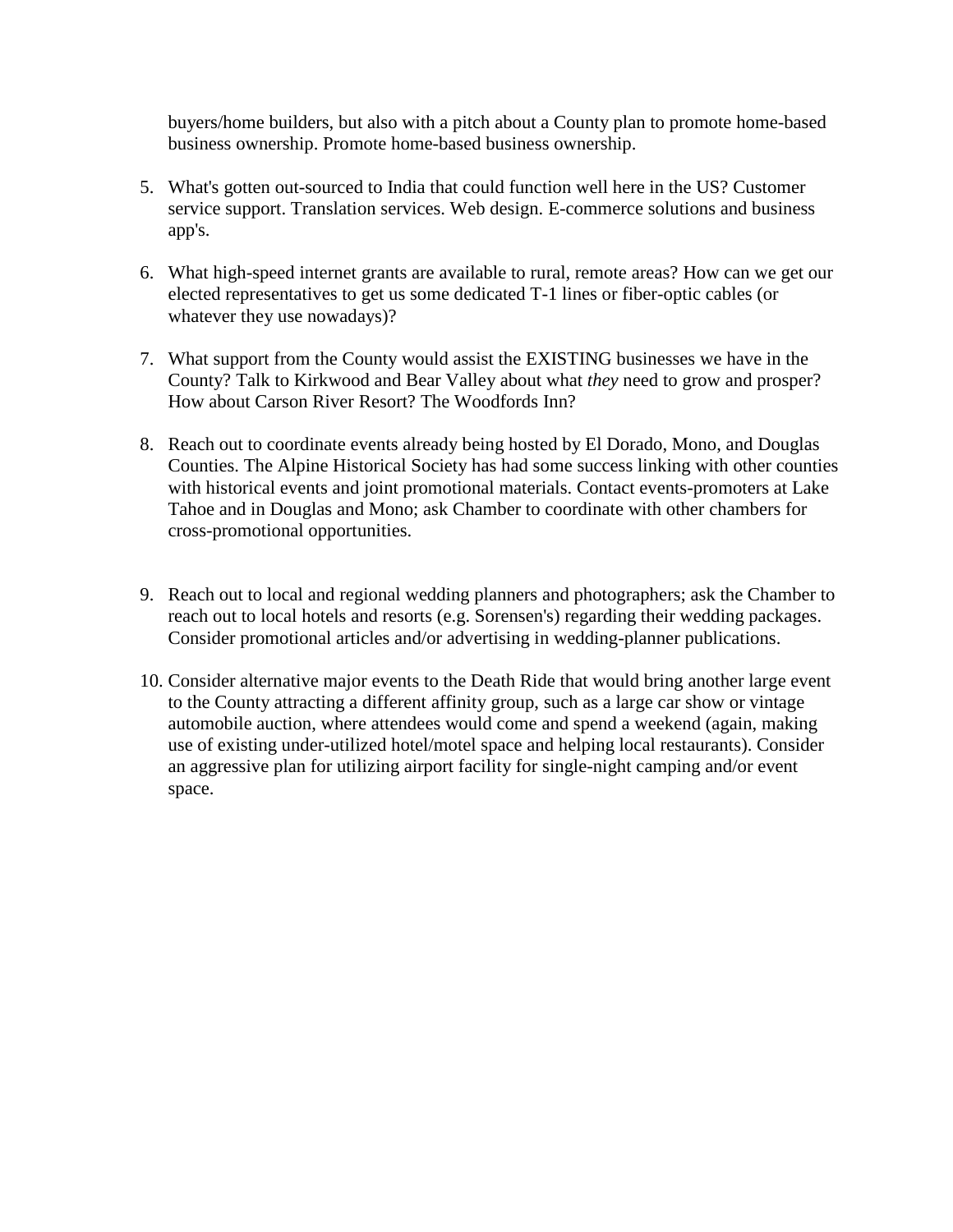buyers/home builders, but also with a pitch about a County plan to promote home-based business ownership. Promote home-based business ownership.

5. What's gotten out-sourced to India that could function well here in the US? Customer service support. Translation services. Web design. E-commerce solutions and business app's.

6. What high-speed internet grants are available to rural, remote areas? How can we get our elected representatives to get us some dedicated T-1 lines or fiber-optic cables (or whatever they use nowadays)?

7. What support from the County would assist the EXISTING businesses we have in the County? Talk to Kirkwood and Bear Valley about what *they* need to grow and prosper? How about Carson River Resort? The Woodfords Inn?

8. Reach out to coordinate events already being hosted by El Dorado, Mono, and Douglas Counties. The Alpine Historical Society has had some success linking with other counties with historical events and joint promotional materials. Contact events-promoters at Lake Tahoe and in Douglas and Mono; ask Chamber to coordinate with other chambers for cross-promotional opportunities.

9. Reach out to local and regional wedding planners and photographers; ask the Chamber to reach out to local hotels and resorts (e.g. Sorensen's) regarding their wedding packages. Consider promotional articles and/or advertising in wedding-planner publications.

10. Consider alternative major events to the Death Ride that would bring another large event to the County attracting a different affinity group, such as a large car show or vintage automobile auction, where attendees would come and spend a weekend (again, making use of existing under-utilized hotel/motel space and helping local restaurants). Consider an aggressive plan for utilizing airport facility for single-night camping and/or event space.